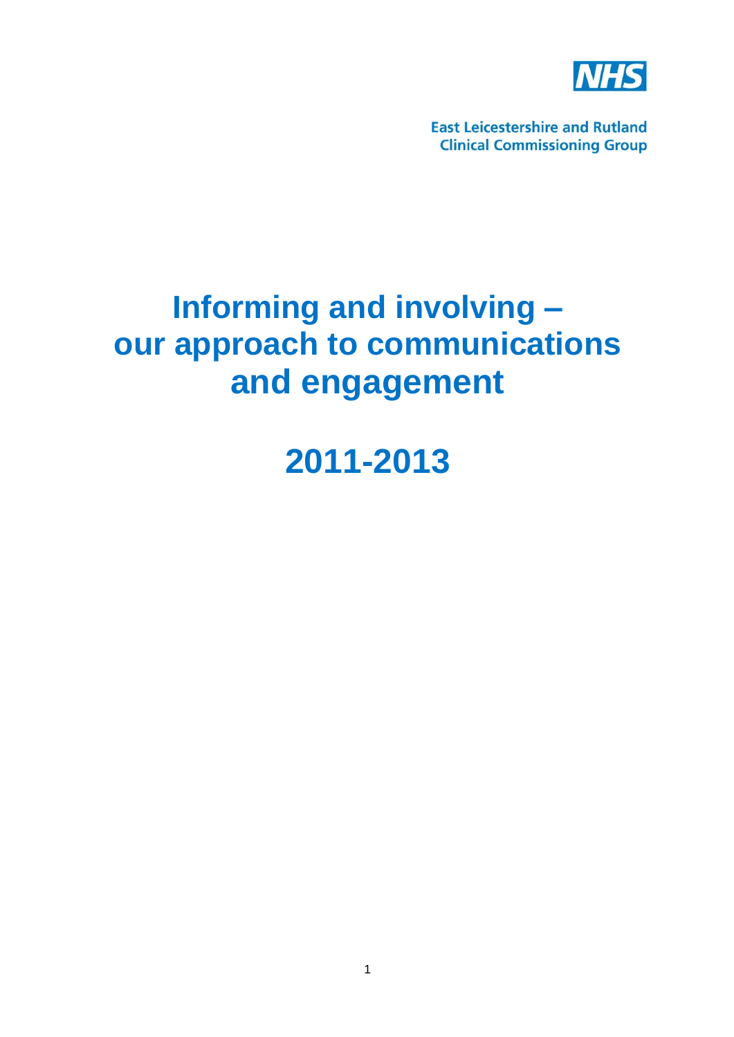NHS

East Leicestershire and Rutland
Clinical Commissioning Group

# Informing and involving – our approach to communications and engagement

# 2011-2013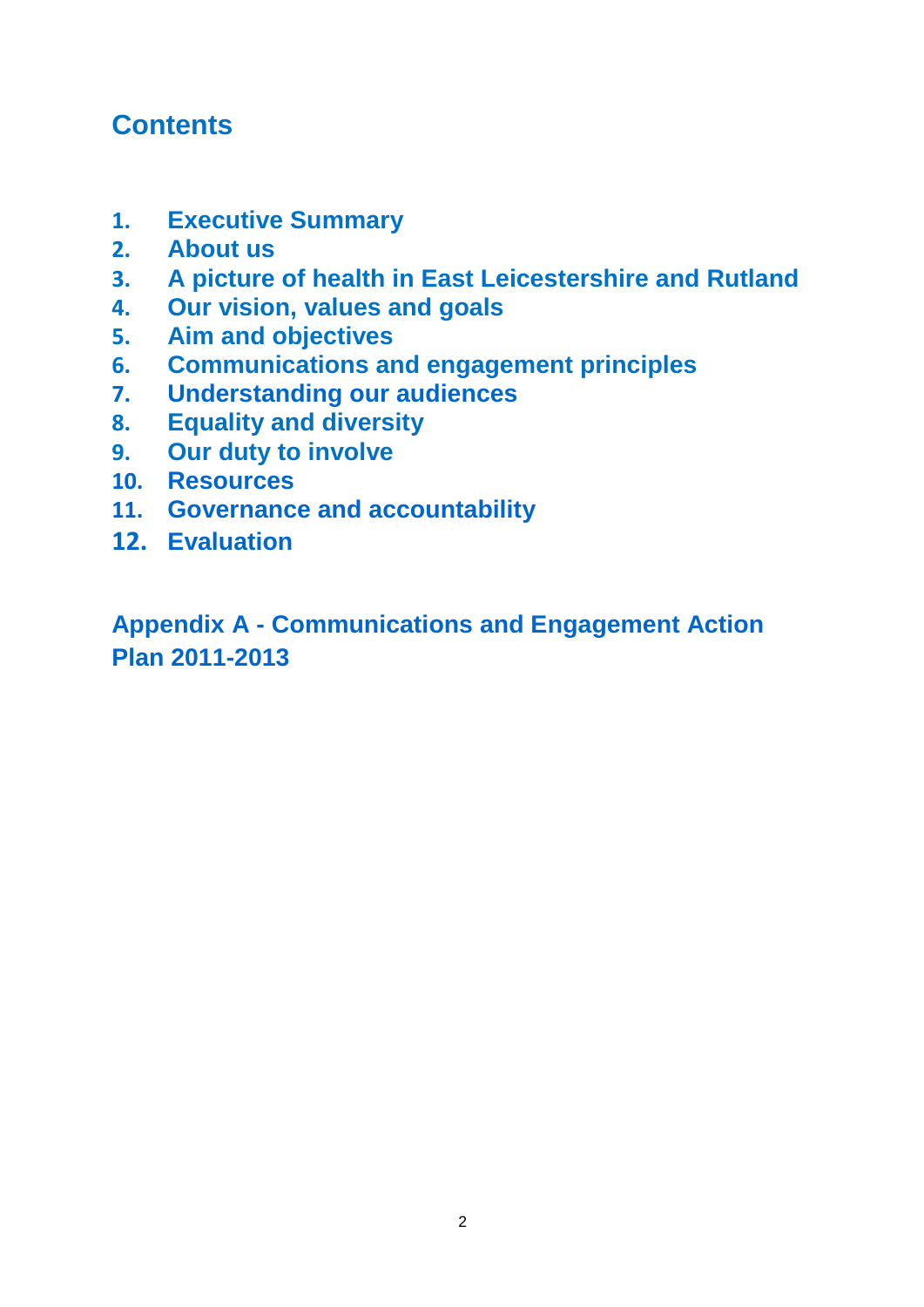## Contents

1. Executive Summary
2. About us
3. A picture of health in East Leicestershire and Rutland
4. Our vision, values and goals
5. Aim and objectives
6. Communications and engagement principles
7. Understanding our audiences
8. Equality and diversity
9. Our duty to involve
10. Resources
11. Governance and accountability
12. Evaluation

**Appendix A - Communications and Engagement Action Plan 2011-2013**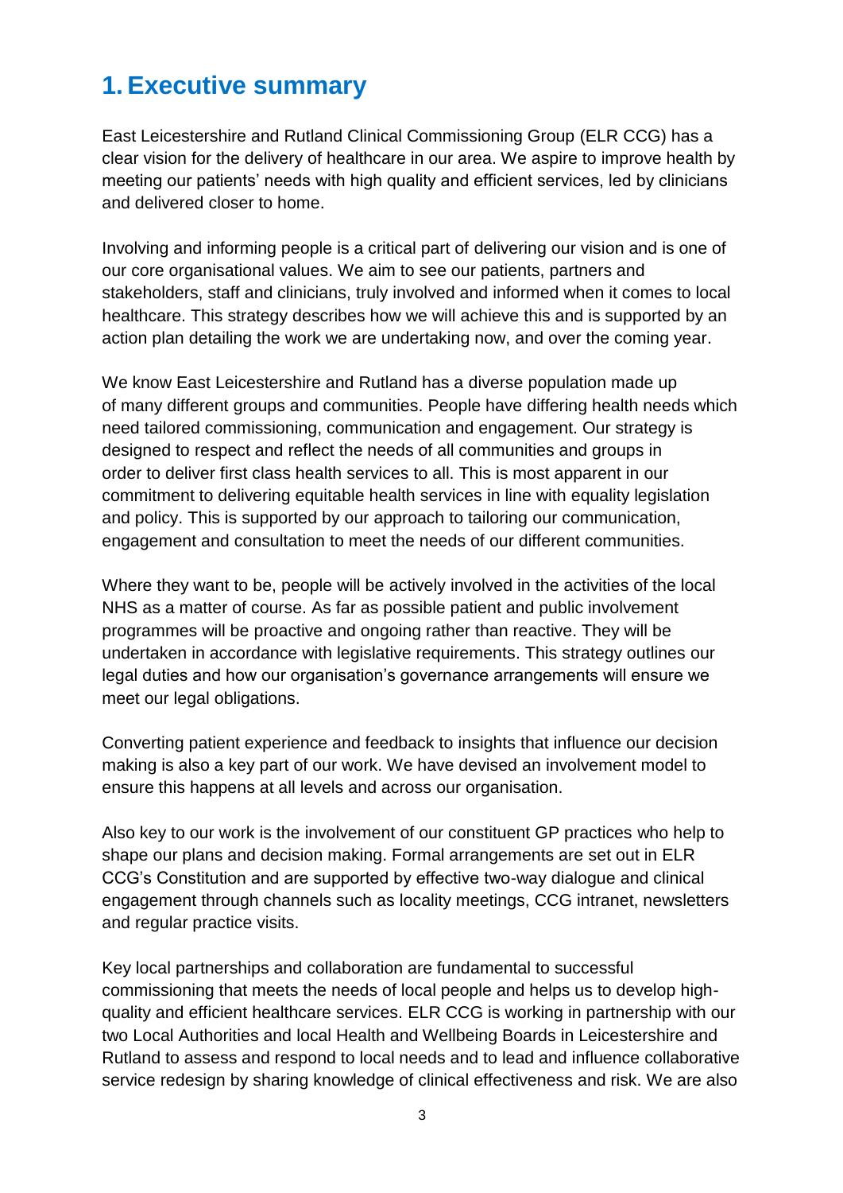# 1. Executive summary

East Leicestershire and Rutland Clinical Commissioning Group (ELR CCG) has a clear vision for the delivery of healthcare in our area. We aspire to improve health by meeting our patients' needs with high quality and efficient services, led by clinicians and delivered closer to home.

Involving and informing people is a critical part of delivering our vision and is one of our core organisational values. We aim to see our patients, partners and stakeholders, staff and clinicians, truly involved and informed when it comes to local healthcare. This strategy describes how we will achieve this and is supported by an action plan detailing the work we are undertaking now, and over the coming year.

We know East Leicestershire and Rutland has a diverse population made up of many different groups and communities. People have differing health needs which need tailored commissioning, communication and engagement. Our strategy is designed to respect and reflect the needs of all communities and groups in order to deliver first class health services to all. This is most apparent in our commitment to delivering equitable health services in line with equality legislation and policy. This is supported by our approach to tailoring our communication, engagement and consultation to meet the needs of our different communities.

Where they want to be, people will be actively involved in the activities of the local NHS as a matter of course. As far as possible patient and public involvement programmes will be proactive and ongoing rather than reactive. They will be undertaken in accordance with legislative requirements. This strategy outlines our legal duties and how our organisation's governance arrangements will ensure we meet our legal obligations.

Converting patient experience and feedback to insights that influence our decision making is also a key part of our work. We have devised an involvement model to ensure this happens at all levels and across our organisation.

Also key to our work is the involvement of our constituent GP practices who help to shape our plans and decision making. Formal arrangements are set out in ELR CCG's Constitution and are supported by effective two-way dialogue and clinical engagement through channels such as locality meetings, CCG intranet, newsletters and regular practice visits.

Key local partnerships and collaboration are fundamental to successful commissioning that meets the needs of local people and helps us to develop high-quality and efficient healthcare services. ELR CCG is working in partnership with our two Local Authorities and local Health and Wellbeing Boards in Leicestershire and Rutland to assess and respond to local needs and to lead and influence collaborative service redesign by sharing knowledge of clinical effectiveness and risk. We are also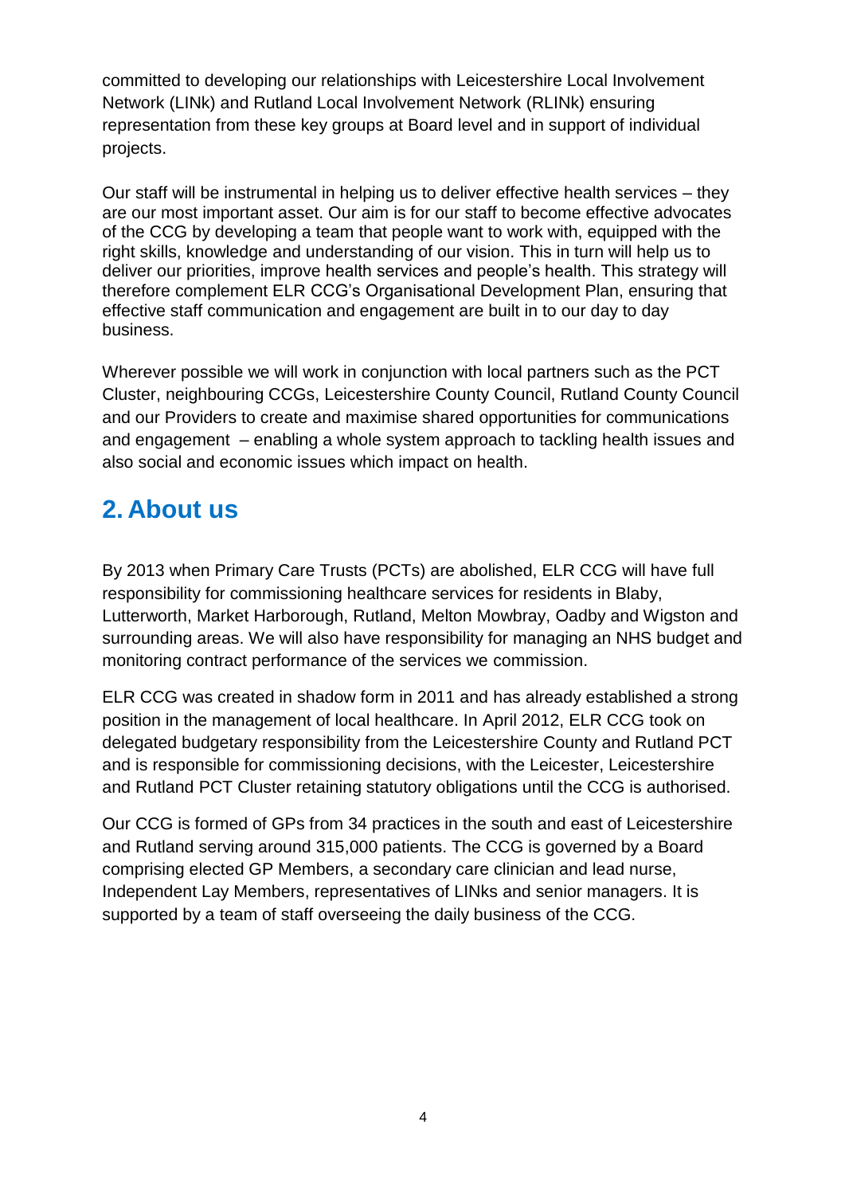committed to developing our relationships with Leicestershire Local Involvement Network (LINk) and Rutland Local Involvement Network (RLINk) ensuring representation from these key groups at Board level and in support of individual projects.

Our staff will be instrumental in helping us to deliver effective health services – they are our most important asset. Our aim is for our staff to become effective advocates of the CCG by developing a team that people want to work with, equipped with the right skills, knowledge and understanding of our vision. This in turn will help us to deliver our priorities, improve health services and people's health. This strategy will therefore complement ELR CCG's Organisational Development Plan, ensuring that effective staff communication and engagement are built in to our day to day business.

Wherever possible we will work in conjunction with local partners such as the PCT Cluster, neighbouring CCGs, Leicestershire County Council, Rutland County Council and our Providers to create and maximise shared opportunities for communications and engagement – enabling a whole system approach to tackling health issues and also social and economic issues which impact on health.

## 2. About us

By 2013 when Primary Care Trusts (PCTs) are abolished, ELR CCG will have full responsibility for commissioning healthcare services for residents in Blaby, Lutterworth, Market Harborough, Rutland, Melton Mowbray, Oadby and Wigston and surrounding areas. We will also have responsibility for managing an NHS budget and monitoring contract performance of the services we commission.

ELR CCG was created in shadow form in 2011 and has already established a strong position in the management of local healthcare. In April 2012, ELR CCG took on delegated budgetary responsibility from the Leicestershire County and Rutland PCT and is responsible for commissioning decisions, with the Leicester, Leicestershire and Rutland PCT Cluster retaining statutory obligations until the CCG is authorised.

Our CCG is formed of GPs from 34 practices in the south and east of Leicestershire and Rutland serving around 315,000 patients. The CCG is governed by a Board comprising elected GP Members, a secondary care clinician and lead nurse, Independent Lay Members, representatives of LINks and senior managers. It is supported by a team of staff overseeing the daily business of the CCG.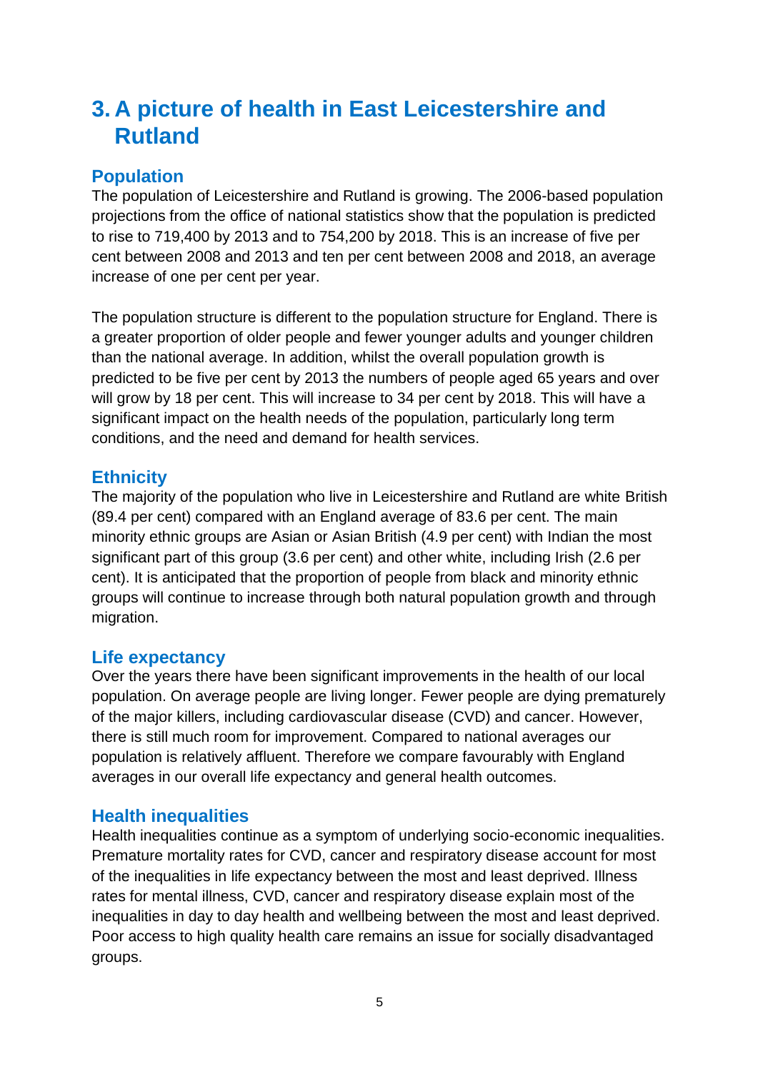# 3. A picture of health in East Leicestershire and Rutland

## Population

The population of Leicestershire and Rutland is growing. The 2006-based population projections from the office of national statistics show that the population is predicted to rise to 719,400 by 2013 and to 754,200 by 2018. This is an increase of five per cent between 2008 and 2013 and ten per cent between 2008 and 2018, an average increase of one per cent per year.

The population structure is different to the population structure for England. There is a greater proportion of older people and fewer younger adults and younger children than the national average. In addition, whilst the overall population growth is predicted to be five per cent by 2013 the numbers of people aged 65 years and over will grow by 18 per cent. This will increase to 34 per cent by 2018. This will have a significant impact on the health needs of the population, particularly long term conditions, and the need and demand for health services.

## Ethnicity

The majority of the population who live in Leicestershire and Rutland are white British (89.4 per cent) compared with an England average of 83.6 per cent. The main minority ethnic groups are Asian or Asian British (4.9 per cent) with Indian the most significant part of this group (3.6 per cent) and other white, including Irish (2.6 per cent). It is anticipated that the proportion of people from black and minority ethnic groups will continue to increase through both natural population growth and through migration.

## Life expectancy

Over the years there have been significant improvements in the health of our local population. On average people are living longer. Fewer people are dying prematurely of the major killers, including cardiovascular disease (CVD) and cancer. However, there is still much room for improvement. Compared to national averages our population is relatively affluent. Therefore we compare favourably with England averages in our overall life expectancy and general health outcomes.

## Health inequalities

Health inequalities continue as a symptom of underlying socio-economic inequalities. Premature mortality rates for CVD, cancer and respiratory disease account for most of the inequalities in life expectancy between the most and least deprived. Illness rates for mental illness, CVD, cancer and respiratory disease explain most of the inequalities in day to day health and wellbeing between the most and least deprived. Poor access to high quality health care remains an issue for socially disadvantaged groups.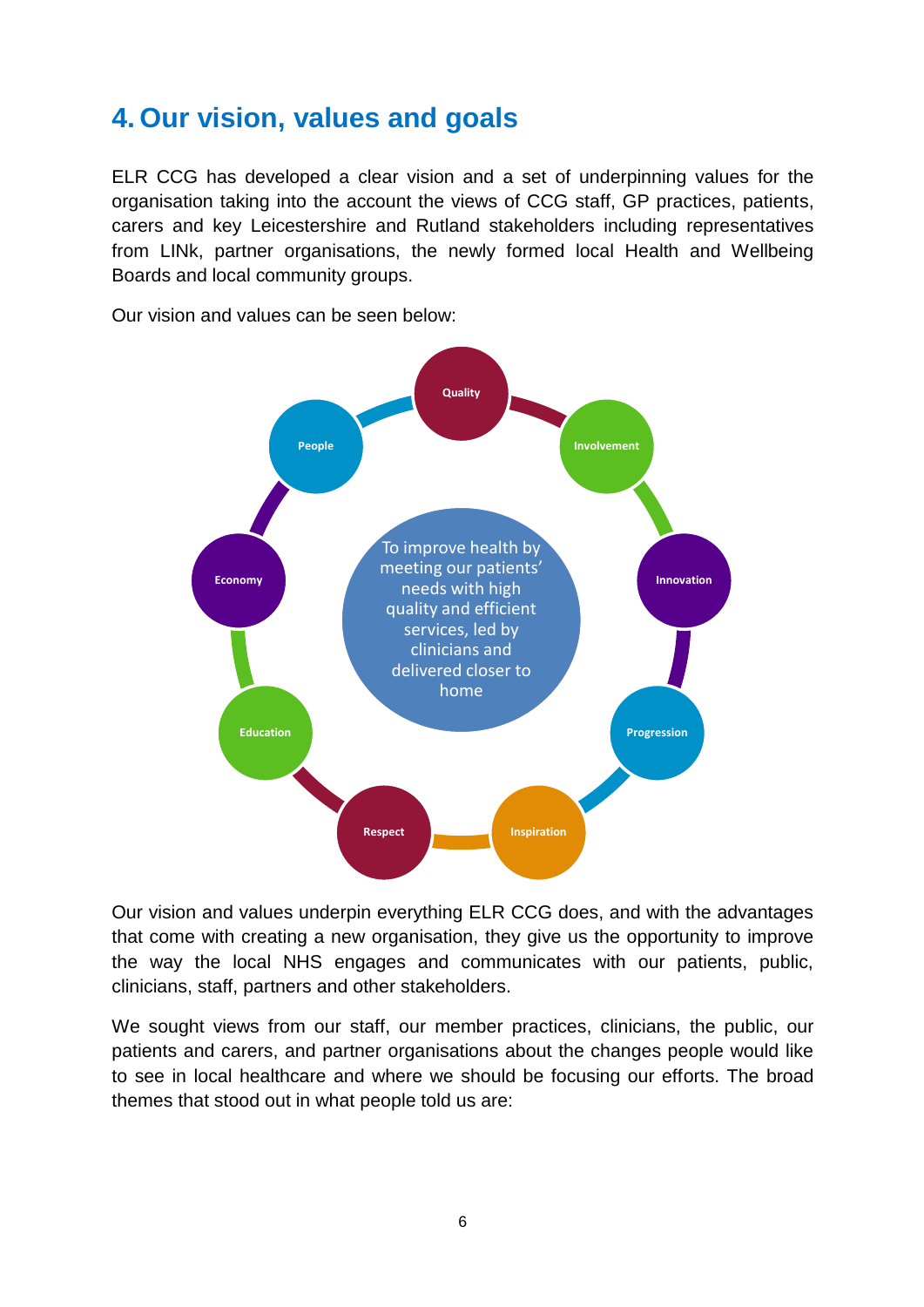# 4. Our vision, values and goals

ELR CCG has developed a clear vision and a set of underpinning values for the organisation taking into the account the views of CCG staff, GP practices, patients, carers and key Leicestershire and Rutland stakeholders including representatives from LINk, partner organisations, the newly formed local Health and Wellbeing Boards and local community groups.

Our vision and values can be seen below:

To improve health by meeting our patients' needs with high quality and efficient services, led by clinicians and delivered closer to home

Quality

Involvement

Innovation

Progression

Inspiration

Respect

Education

Economy

People

Our vision and values underpin everything ELR CCG does, and with the advantages that come with creating a new organisation, they give us the opportunity to improve the way the local NHS engages and communicates with our patients, public, clinicians, staff, partners and other stakeholders.

We sought views from our staff, our member practices, clinicians, the public, our patients and carers, and partner organisations about the changes people would like to see in local healthcare and where we should be focusing our efforts. The broad themes that stood out in what people told us are: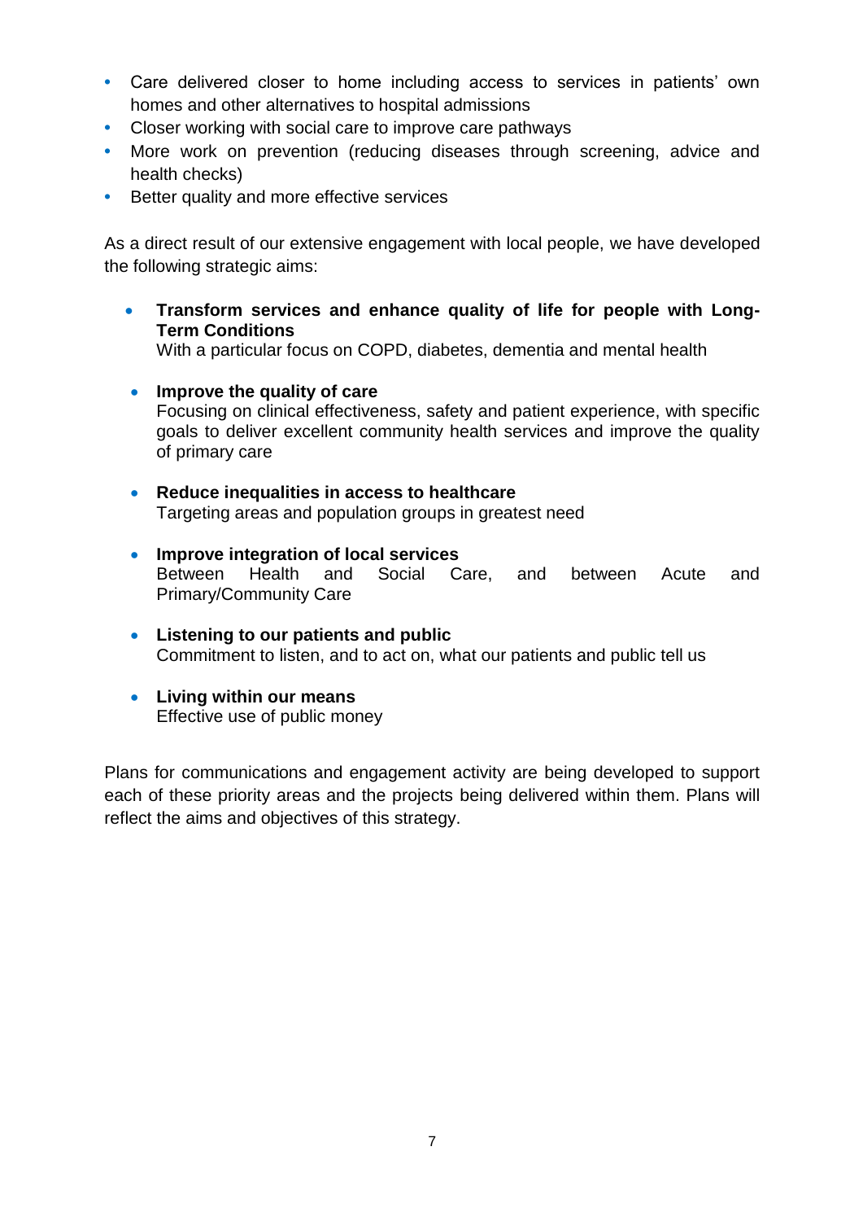- Care delivered closer to home including access to services in patients' own homes and other alternatives to hospital admissions
- Closer working with social care to improve care pathways
- More work on prevention (reducing diseases through screening, advice and health checks)
- Better quality and more effective services

As a direct result of our extensive engagement with local people, we have developed the following strategic aims:

- **Transform services and enhance quality of life for people with Long-Term Conditions**
  With a particular focus on COPD, diabetes, dementia and mental health

- **Improve the quality of care**
  Focusing on clinical effectiveness, safety and patient experience, with specific goals to deliver excellent community health services and improve the quality of primary care

- **Reduce inequalities in access to healthcare**
  Targeting areas and population groups in greatest need

- **Improve integration of local services**
  Between Health and Social Care, and between Acute and Primary/Community Care

- **Listening to our patients and public**
  Commitment to listen, and to act on, what our patients and public tell us

- **Living within our means**
  Effective use of public money

Plans for communications and engagement activity are being developed to support each of these priority areas and the projects being delivered within them. Plans will reflect the aims and objectives of this strategy.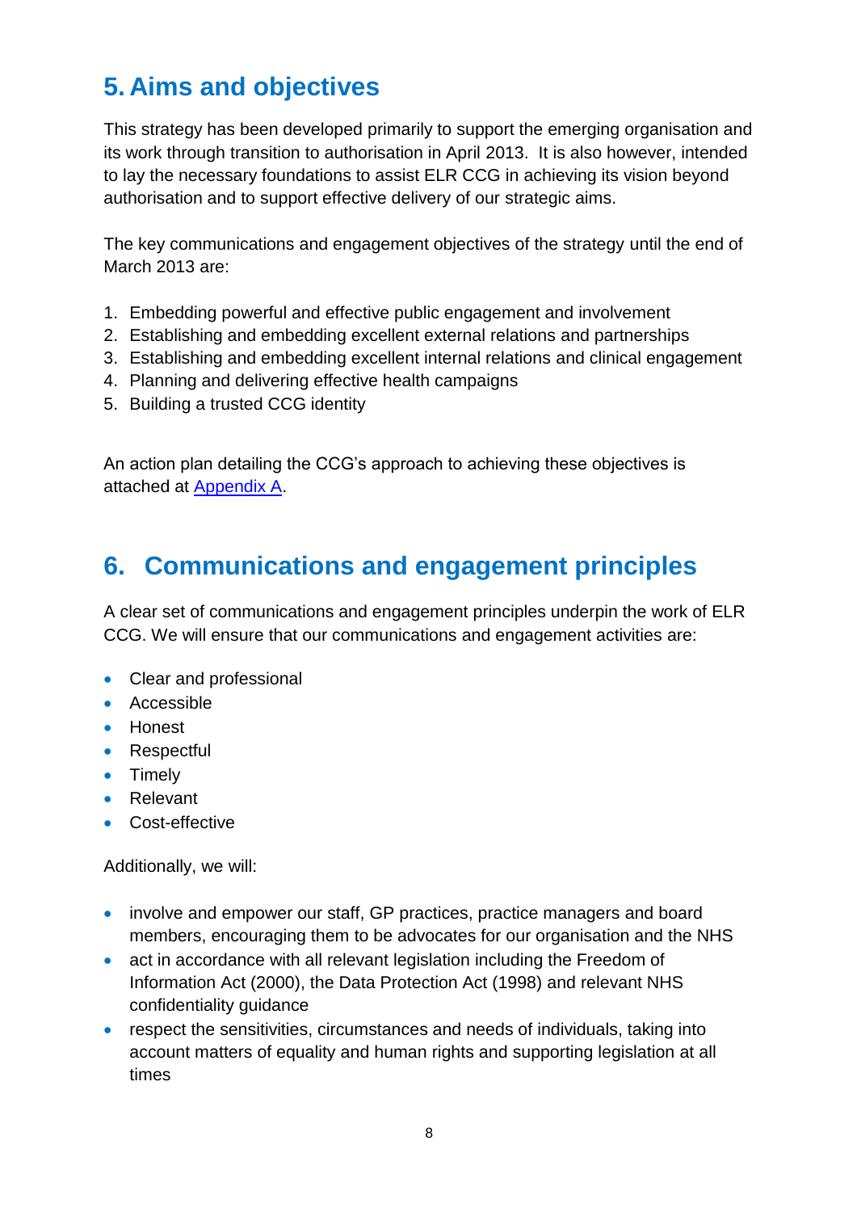## 5. Aims and objectives

This strategy has been developed primarily to support the emerging organisation and its work through transition to authorisation in April 2013. It is also however, intended to lay the necessary foundations to assist ELR CCG in achieving its vision beyond authorisation and to support effective delivery of our strategic aims.

The key communications and engagement objectives of the strategy until the end of March 2013 are:

1. Embedding powerful and effective public engagement and involvement
2. Establishing and embedding excellent external relations and partnerships
3. Establishing and embedding excellent internal relations and clinical engagement
4. Planning and delivering effective health campaigns
5. Building a trusted CCG identity

An action plan detailing the CCG's approach to achieving these objectives is attached at Appendix A.

## 6. Communications and engagement principles

A clear set of communications and engagement principles underpin the work of ELR CCG. We will ensure that our communications and engagement activities are:

- Clear and professional
- Accessible
- Honest
- Respectful
- Timely
- Relevant
- Cost-effective

Additionally, we will:

- involve and empower our staff, GP practices, practice managers and board members, encouraging them to be advocates for our organisation and the NHS
- act in accordance with all relevant legislation including the Freedom of Information Act (2000), the Data Protection Act (1998) and relevant NHS confidentiality guidance
- respect the sensitivities, circumstances and needs of individuals, taking into account matters of equality and human rights and supporting legislation at all times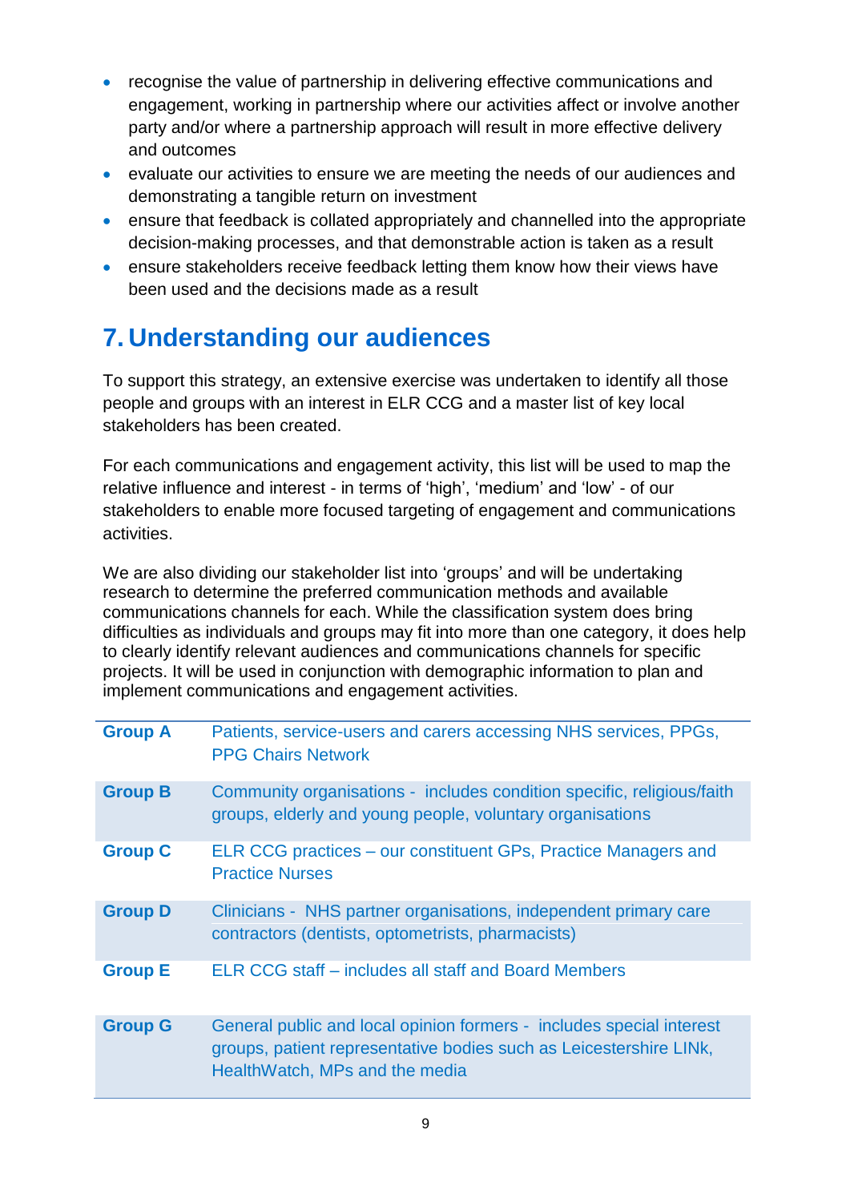- recognise the value of partnership in delivering effective communications and engagement, working in partnership where our activities affect or involve another party and/or where a partnership approach will result in more effective delivery and outcomes
- evaluate our activities to ensure we are meeting the needs of our audiences and demonstrating a tangible return on investment
- ensure that feedback is collated appropriately and channelled into the appropriate decision-making processes, and that demonstrable action is taken as a result
- ensure stakeholders receive feedback letting them know how their views have been used and the decisions made as a result

# 7. Understanding our audiences

To support this strategy, an extensive exercise was undertaken to identify all those people and groups with an interest in ELR CCG and a master list of key local stakeholders has been created.

For each communications and engagement activity, this list will be used to map the relative influence and interest - in terms of 'high', 'medium' and 'low' - of our stakeholders to enable more focused targeting of engagement and communications activities.

We are also dividing our stakeholder list into 'groups' and will be undertaking research to determine the preferred communication methods and available communications channels for each. While the classification system does bring difficulties as individuals and groups may fit into more than one category, it does help to clearly identify relevant audiences and communications channels for specific projects. It will be used in conjunction with demographic information to plan and implement communications and engagement activities.

| | |
|---|---|
| **Group A** | Patients, service-users and carers accessing NHS services, PPGs, PPG Chairs Network |
| **Group B** | Community organisations - includes condition specific, religious/faith groups, elderly and young people, voluntary organisations |
| **Group C** | ELR CCG practices – our constituent GPs, Practice Managers and Practice Nurses |
| **Group D** | Clinicians - NHS partner organisations, independent primary care contractors (dentists, optometrists, pharmacists) |
| **Group E** | ELR CCG staff – includes all staff and Board Members |
| **Group G** | General public and local opinion formers - includes special interest groups, patient representative bodies such as Leicestershire LINk, HealthWatch, MPs and the media |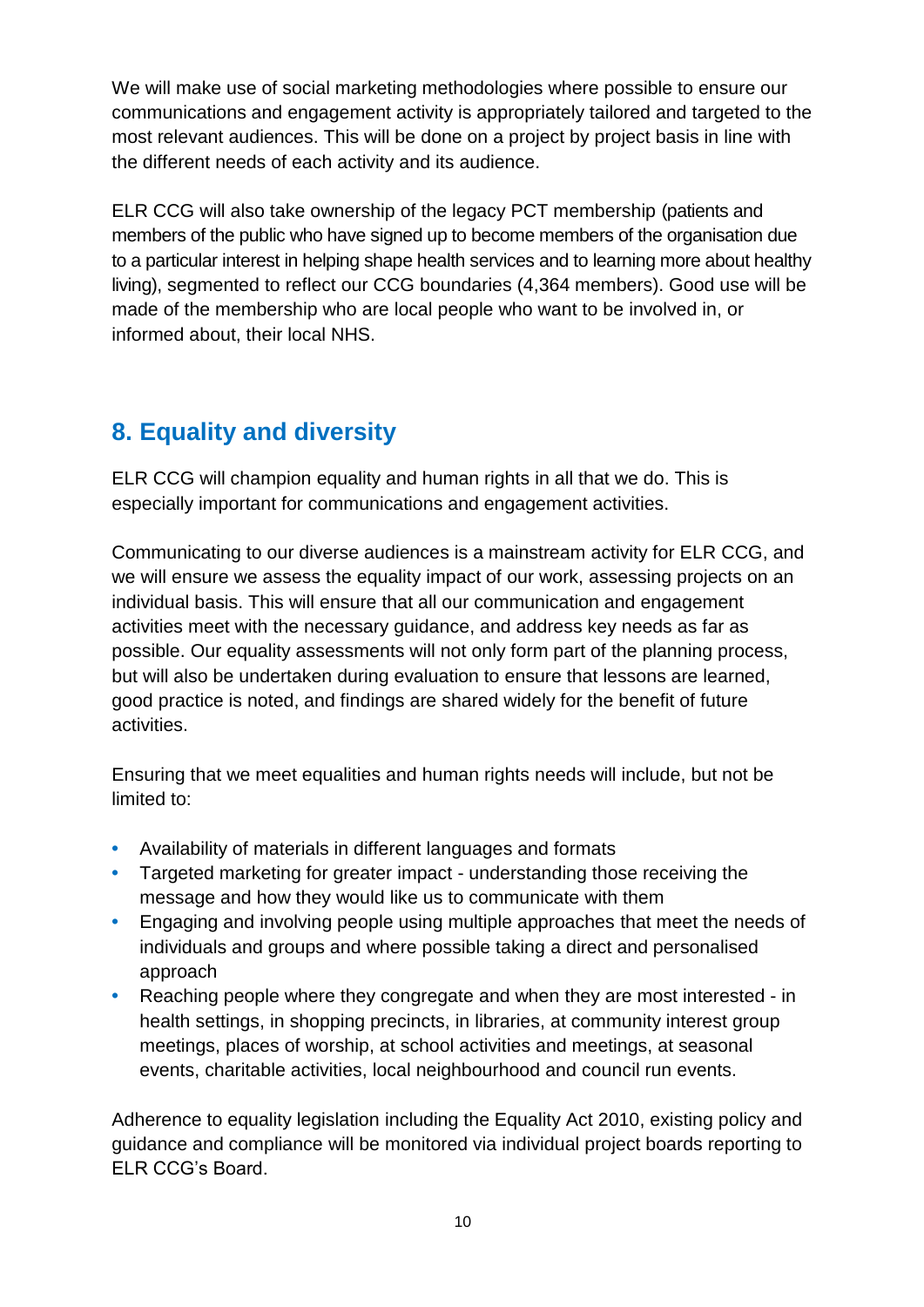We will make use of social marketing methodologies where possible to ensure our communications and engagement activity is appropriately tailored and targeted to the most relevant audiences. This will be done on a project by project basis in line with the different needs of each activity and its audience.

ELR CCG will also take ownership of the legacy PCT membership (patients and members of the public who have signed up to become members of the organisation due to a particular interest in helping shape health services and to learning more about healthy living), segmented to reflect our CCG boundaries (4,364 members). Good use will be made of the membership who are local people who want to be involved in, or informed about, their local NHS.

## 8. Equality and diversity

ELR CCG will champion equality and human rights in all that we do. This is especially important for communications and engagement activities.

Communicating to our diverse audiences is a mainstream activity for ELR CCG, and we will ensure we assess the equality impact of our work, assessing projects on an individual basis. This will ensure that all our communication and engagement activities meet with the necessary guidance, and address key needs as far as possible. Our equality assessments will not only form part of the planning process, but will also be undertaken during evaluation to ensure that lessons are learned, good practice is noted, and findings are shared widely for the benefit of future activities.

Ensuring that we meet equalities and human rights needs will include, but not be limited to:

- Availability of materials in different languages and formats
- Targeted marketing for greater impact - understanding those receiving the message and how they would like us to communicate with them
- Engaging and involving people using multiple approaches that meet the needs of individuals and groups and where possible taking a direct and personalised approach
- Reaching people where they congregate and when they are most interested - in health settings, in shopping precincts, in libraries, at community interest group meetings, places of worship, at school activities and meetings, at seasonal events, charitable activities, local neighbourhood and council run events.

Adherence to equality legislation including the Equality Act 2010, existing policy and guidance and compliance will be monitored via individual project boards reporting to ELR CCG's Board.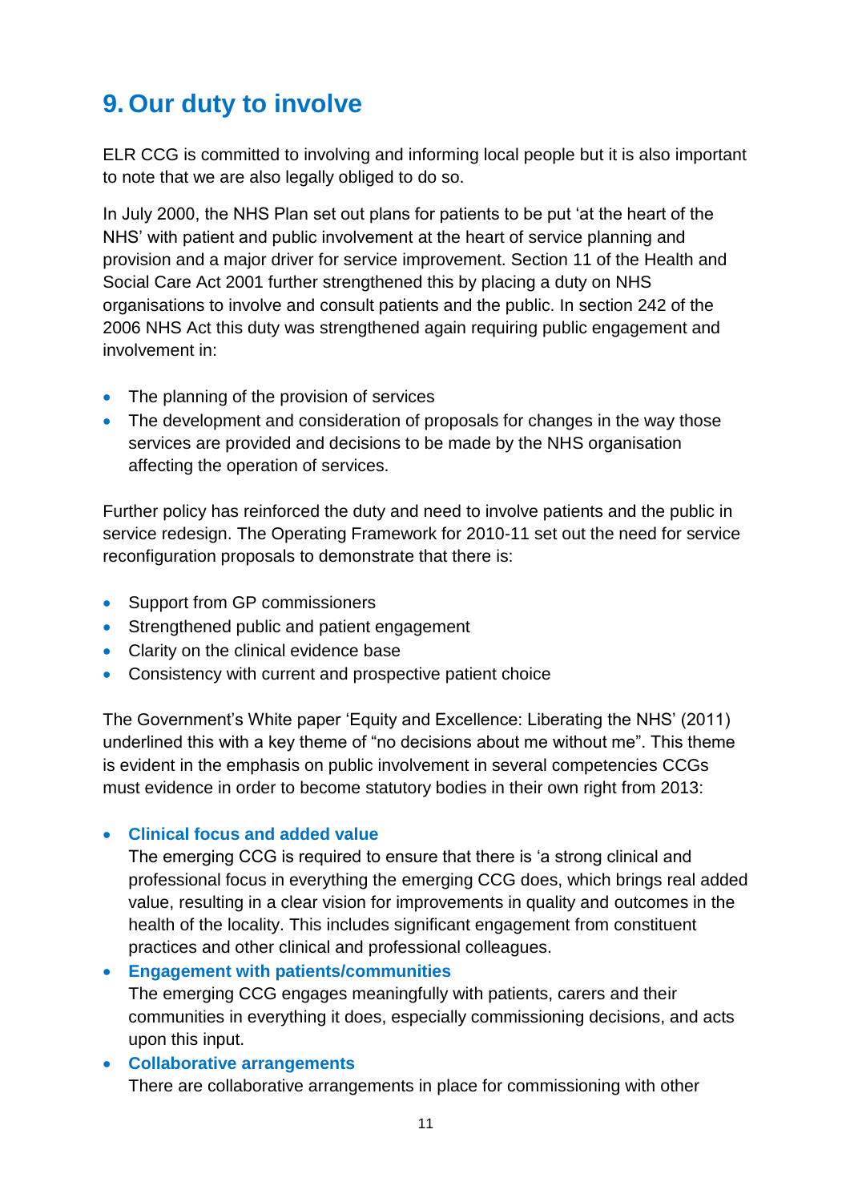# 9. Our duty to involve

ELR CCG is committed to involving and informing local people but it is also important to note that we are also legally obliged to do so.

In July 2000, the NHS Plan set out plans for patients to be put 'at the heart of the NHS' with patient and public involvement at the heart of service planning and provision and a major driver for service improvement. Section 11 of the Health and Social Care Act 2001 further strengthened this by placing a duty on NHS organisations to involve and consult patients and the public. In section 242 of the 2006 NHS Act this duty was strengthened again requiring public engagement and involvement in:

- The planning of the provision of services
- The development and consideration of proposals for changes in the way those services are provided and decisions to be made by the NHS organisation affecting the operation of services.

Further policy has reinforced the duty and need to involve patients and the public in service redesign. The Operating Framework for 2010-11 set out the need for service reconfiguration proposals to demonstrate that there is:

- Support from GP commissioners
- Strengthened public and patient engagement
- Clarity on the clinical evidence base
- Consistency with current and prospective patient choice

The Government's White paper 'Equity and Excellence: Liberating the NHS' (2011) underlined this with a key theme of "no decisions about me without me". This theme is evident in the emphasis on public involvement in several competencies CCGs must evidence in order to become statutory bodies in their own right from 2013:

- **Clinical focus and added value**
  The emerging CCG is required to ensure that there is 'a strong clinical and professional focus in everything the emerging CCG does, which brings real added value, resulting in a clear vision for improvements in quality and outcomes in the health of the locality. This includes significant engagement from constituent practices and other clinical and professional colleagues.
- **Engagement with patients/communities**
  The emerging CCG engages meaningfully with patients, carers and their communities in everything it does, especially commissioning decisions, and acts upon this input.
- **Collaborative arrangements**
  There are collaborative arrangements in place for commissioning with other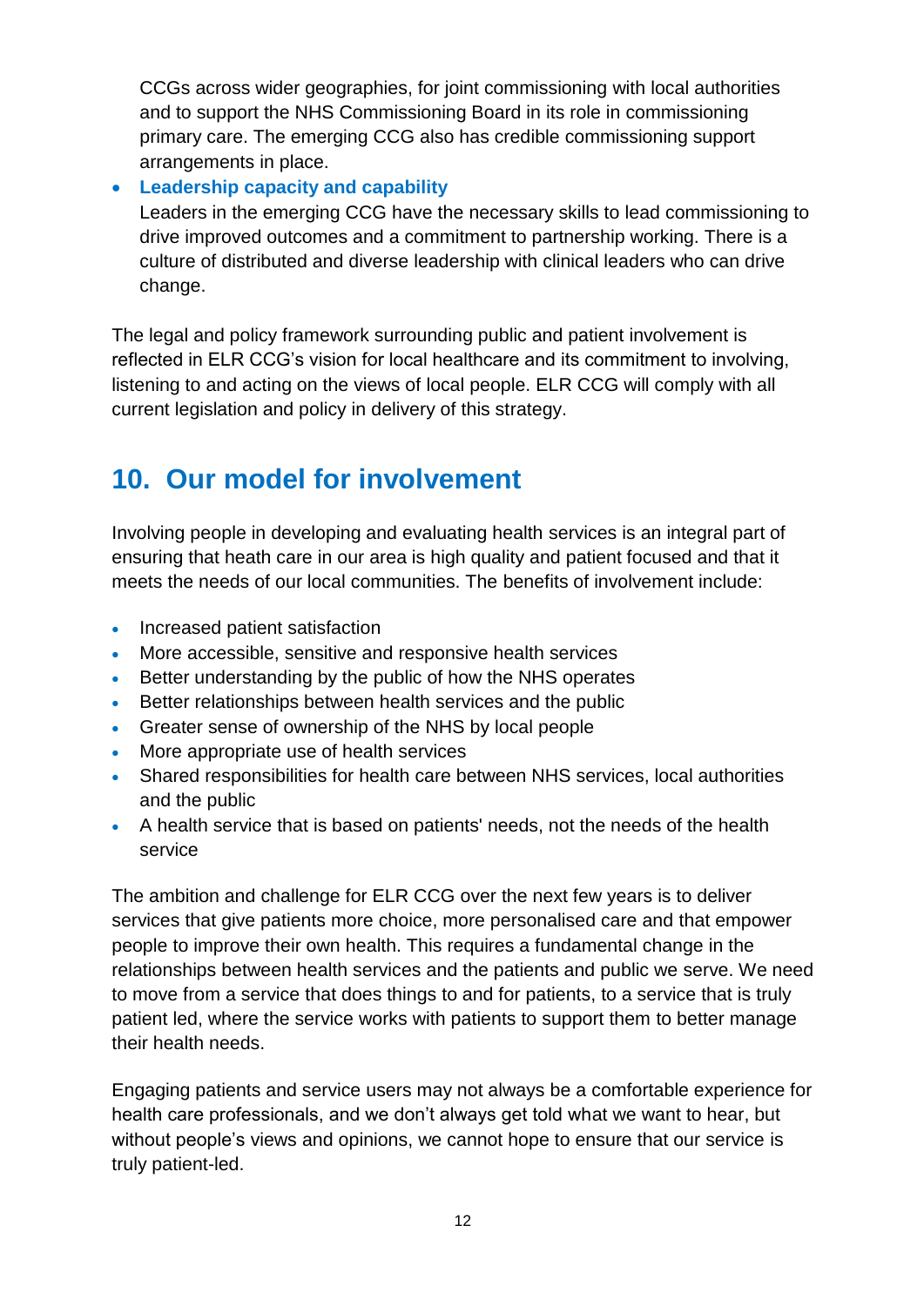CCGs across wider geographies, for joint commissioning with local authorities and to support the NHS Commissioning Board in its role in commissioning primary care. The emerging CCG also has credible commissioning support arrangements in place.

- **Leadership capacity and capability**
  Leaders in the emerging CCG have the necessary skills to lead commissioning to drive improved outcomes and a commitment to partnership working. There is a culture of distributed and diverse leadership with clinical leaders who can drive change.

The legal and policy framework surrounding public and patient involvement is reflected in ELR CCG's vision for local healthcare and its commitment to involving, listening to and acting on the views of local people. ELR CCG will comply with all current legislation and policy in delivery of this strategy.

## 10. Our model for involvement

Involving people in developing and evaluating health services is an integral part of ensuring that heath care in our area is high quality and patient focused and that it meets the needs of our local communities. The benefits of involvement include:

- Increased patient satisfaction
- More accessible, sensitive and responsive health services
- Better understanding by the public of how the NHS operates
- Better relationships between health services and the public
- Greater sense of ownership of the NHS by local people
- More appropriate use of health services
- Shared responsibilities for health care between NHS services, local authorities and the public
- A health service that is based on patients' needs, not the needs of the health service

The ambition and challenge for ELR CCG over the next few years is to deliver services that give patients more choice, more personalised care and that empower people to improve their own health. This requires a fundamental change in the relationships between health services and the patients and public we serve. We need to move from a service that does things to and for patients, to a service that is truly patient led, where the service works with patients to support them to better manage their health needs.

Engaging patients and service users may not always be a comfortable experience for health care professionals, and we don't always get told what we want to hear, but without people's views and opinions, we cannot hope to ensure that our service is truly patient-led.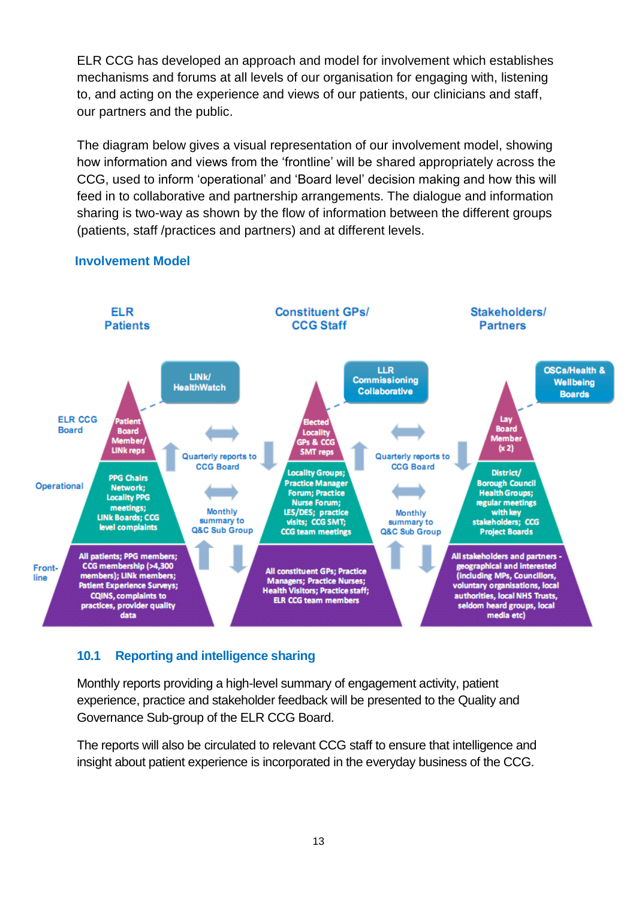ELR CCG has developed an approach and model for involvement which establishes mechanisms and forums at all levels of our organisation for engaging with, listening to, and acting on the experience and views of our patients, our clinicians and staff, our partners and the public.

The diagram below gives a visual representation of our involvement model, showing how information and views from the 'frontline' will be shared appropriately across the CCG, used to inform 'operational' and 'Board level' decision making and how this will feed in to collaborative and partnership arrangements. The dialogue and information sharing is two-way as shown by the flow of information between the different groups (patients, staff /practices and partners) and at different levels.

### Involvement Model

| | ELR Patients | Constituent GPs/ CCG Staff | Stakeholders/ Partners |
|---|---|---|---|
| | LINk/ HealthWatch | LLR Commissioning Collaborative | OSCs/Health & Wellbeing Boards |
| ELR CCG Board | Patient Board Member/ LINk reps | Elected Locality GPs & CCG SMT reps | Lay Board Member (x 2) |
| Operational | PPG Chairs Network; Locality PPG meetings; LINk Boards; CCG level complaints | Locality Groups; Practice Manager Forum; Practice Nurse Forum; LES/DES; practice visits; CCG SMT; CCG team meetings | District/ Borough Council Health Groups; regular meetings with key stakeholders; CCG Project Boards |
| Front-line | All patients; PPG members; CCG membership (>4,300 members); LINk members; Patient Experience Surveys; CQINS, complaints to practices, provider quality data | All constituent GPs; Practice Managers; Practice Nurses; Health Visitors; Practice staff; ELR CCG team members | All stakeholders and partners - geographical and interested (including MPs, Councillors, voluntary organisations, local authorities, local NHS Trusts, seldom heard groups, local media etc) |

Between levels: Quarterly reports to CCG Board (Operational to ELR CCG Board); Monthly summary to Q&C Sub Group (Front-line to Operational).

## 10.1 Reporting and intelligence sharing

Monthly reports providing a high-level summary of engagement activity, patient experience, practice and stakeholder feedback will be presented to the Quality and Governance Sub-group of the ELR CCG Board.

The reports will also be circulated to relevant CCG staff to ensure that intelligence and insight about patient experience is incorporated in the everyday business of the CCG.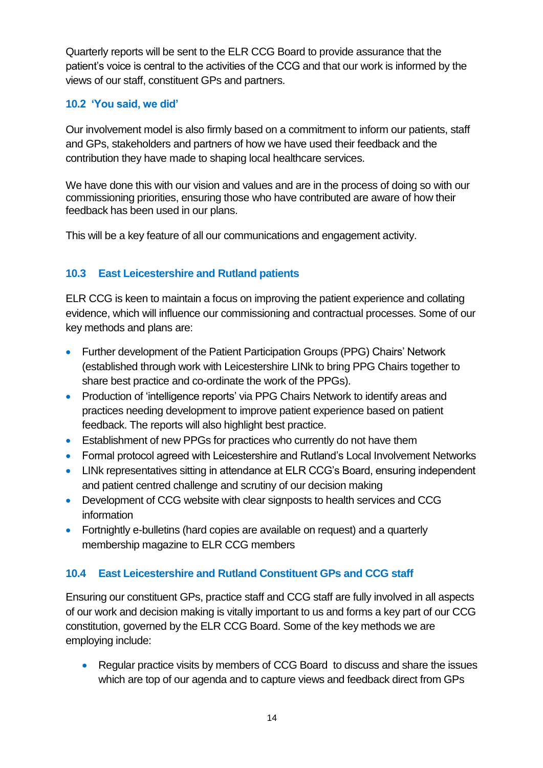Quarterly reports will be sent to the ELR CCG Board to provide assurance that the patient's voice is central to the activities of the CCG and that our work is informed by the views of our staff, constituent GPs and partners.

### 10.2 'You said, we did'

Our involvement model is also firmly based on a commitment to inform our patients, staff and GPs, stakeholders and partners of how we have used their feedback and the contribution they have made to shaping local healthcare services.

We have done this with our vision and values and are in the process of doing so with our commissioning priorities, ensuring those who have contributed are aware of how their feedback has been used in our plans.

This will be a key feature of all our communications and engagement activity.

### 10.3 East Leicestershire and Rutland patients

ELR CCG is keen to maintain a focus on improving the patient experience and collating evidence, which will influence our commissioning and contractual processes. Some of our key methods and plans are:

- Further development of the Patient Participation Groups (PPG) Chairs' Network (established through work with Leicestershire LINk to bring PPG Chairs together to share best practice and co-ordinate the work of the PPGs).
- Production of 'intelligence reports' via PPG Chairs Network to identify areas and practices needing development to improve patient experience based on patient feedback. The reports will also highlight best practice.
- Establishment of new PPGs for practices who currently do not have them
- Formal protocol agreed with Leicestershire and Rutland's Local Involvement Networks
- LINk representatives sitting in attendance at ELR CCG's Board, ensuring independent and patient centred challenge and scrutiny of our decision making
- Development of CCG website with clear signposts to health services and CCG information
- Fortnightly e-bulletins (hard copies are available on request) and a quarterly membership magazine to ELR CCG members

### 10.4 East Leicestershire and Rutland Constituent GPs and CCG staff

Ensuring our constituent GPs, practice staff and CCG staff are fully involved in all aspects of our work and decision making is vitally important to us and forms a key part of our CCG constitution, governed by the ELR CCG Board. Some of the key methods we are employing include:

- Regular practice visits by members of CCG Board to discuss and share the issues which are top of our agenda and to capture views and feedback direct from GPs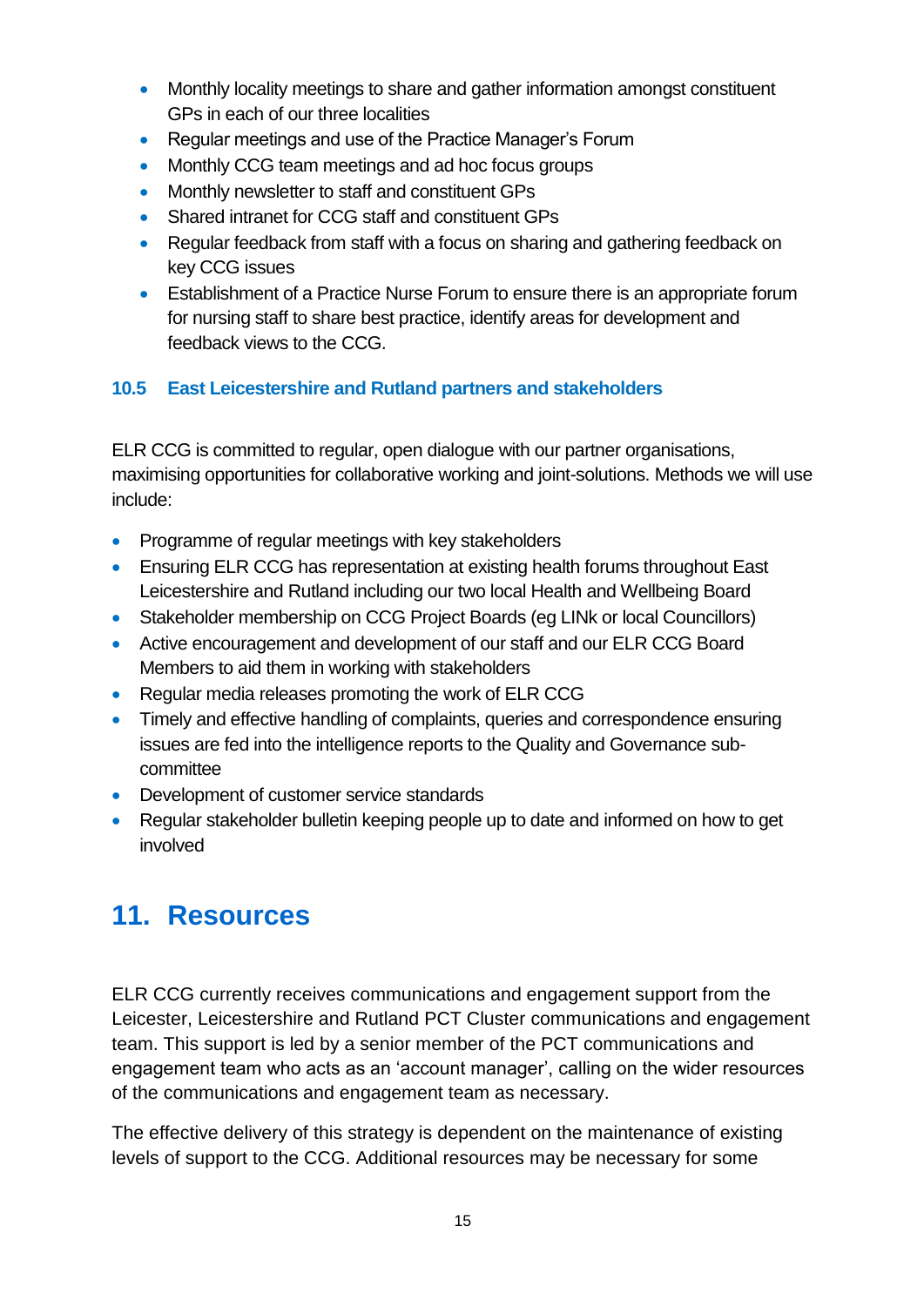- Monthly locality meetings to share and gather information amongst constituent GPs in each of our three localities
- Regular meetings and use of the Practice Manager's Forum
- Monthly CCG team meetings and ad hoc focus groups
- Monthly newsletter to staff and constituent GPs
- Shared intranet for CCG staff and constituent GPs
- Regular feedback from staff with a focus on sharing and gathering feedback on key CCG issues
- Establishment of a Practice Nurse Forum to ensure there is an appropriate forum for nursing staff to share best practice, identify areas for development and feedback views to the CCG.

### 10.5 East Leicestershire and Rutland partners and stakeholders

ELR CCG is committed to regular, open dialogue with our partner organisations, maximising opportunities for collaborative working and joint-solutions. Methods we will use include:

- Programme of regular meetings with key stakeholders
- Ensuring ELR CCG has representation at existing health forums throughout East Leicestershire and Rutland including our two local Health and Wellbeing Board
- Stakeholder membership on CCG Project Boards (eg LINk or local Councillors)
- Active encouragement and development of our staff and our ELR CCG Board Members to aid them in working with stakeholders
- Regular media releases promoting the work of ELR CCG
- Timely and effective handling of complaints, queries and correspondence ensuring issues are fed into the intelligence reports to the Quality and Governance sub-committee
- Development of customer service standards
- Regular stakeholder bulletin keeping people up to date and informed on how to get involved

## 11. Resources

ELR CCG currently receives communications and engagement support from the Leicester, Leicestershire and Rutland PCT Cluster communications and engagement team. This support is led by a senior member of the PCT communications and engagement team who acts as an 'account manager', calling on the wider resources of the communications and engagement team as necessary.

The effective delivery of this strategy is dependent on the maintenance of existing levels of support to the CCG. Additional resources may be necessary for some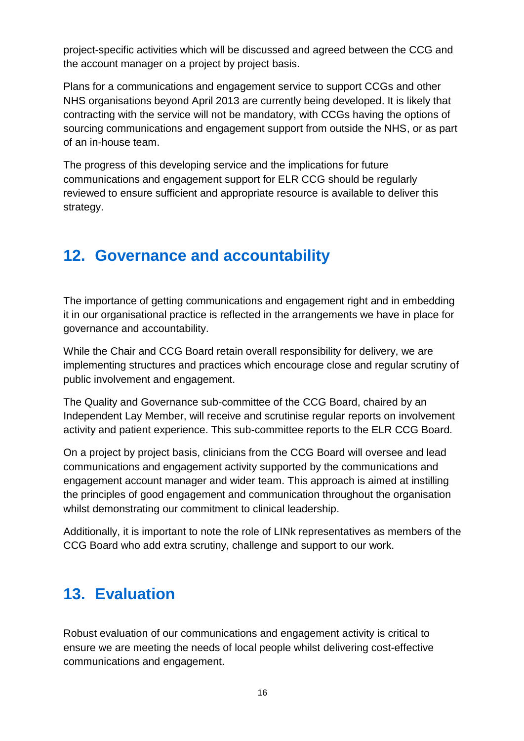project-specific activities which will be discussed and agreed between the CCG and the account manager on a project by project basis.

Plans for a communications and engagement service to support CCGs and other NHS organisations beyond April 2013 are currently being developed. It is likely that contracting with the service will not be mandatory, with CCGs having the options of sourcing communications and engagement support from outside the NHS, or as part of an in-house team.

The progress of this developing service and the implications for future communications and engagement support for ELR CCG should be regularly reviewed to ensure sufficient and appropriate resource is available to deliver this strategy.

## 12. Governance and accountability

The importance of getting communications and engagement right and in embedding it in our organisational practice is reflected in the arrangements we have in place for governance and accountability.

While the Chair and CCG Board retain overall responsibility for delivery, we are implementing structures and practices which encourage close and regular scrutiny of public involvement and engagement.

The Quality and Governance sub-committee of the CCG Board, chaired by an Independent Lay Member, will receive and scrutinise regular reports on involvement activity and patient experience. This sub-committee reports to the ELR CCG Board.

On a project by project basis, clinicians from the CCG Board will oversee and lead communications and engagement activity supported by the communications and engagement account manager and wider team. This approach is aimed at instilling the principles of good engagement and communication throughout the organisation whilst demonstrating our commitment to clinical leadership.

Additionally, it is important to note the role of LINk representatives as members of the CCG Board who add extra scrutiny, challenge and support to our work.

## 13. Evaluation

Robust evaluation of our communications and engagement activity is critical to ensure we are meeting the needs of local people whilst delivering cost-effective communications and engagement.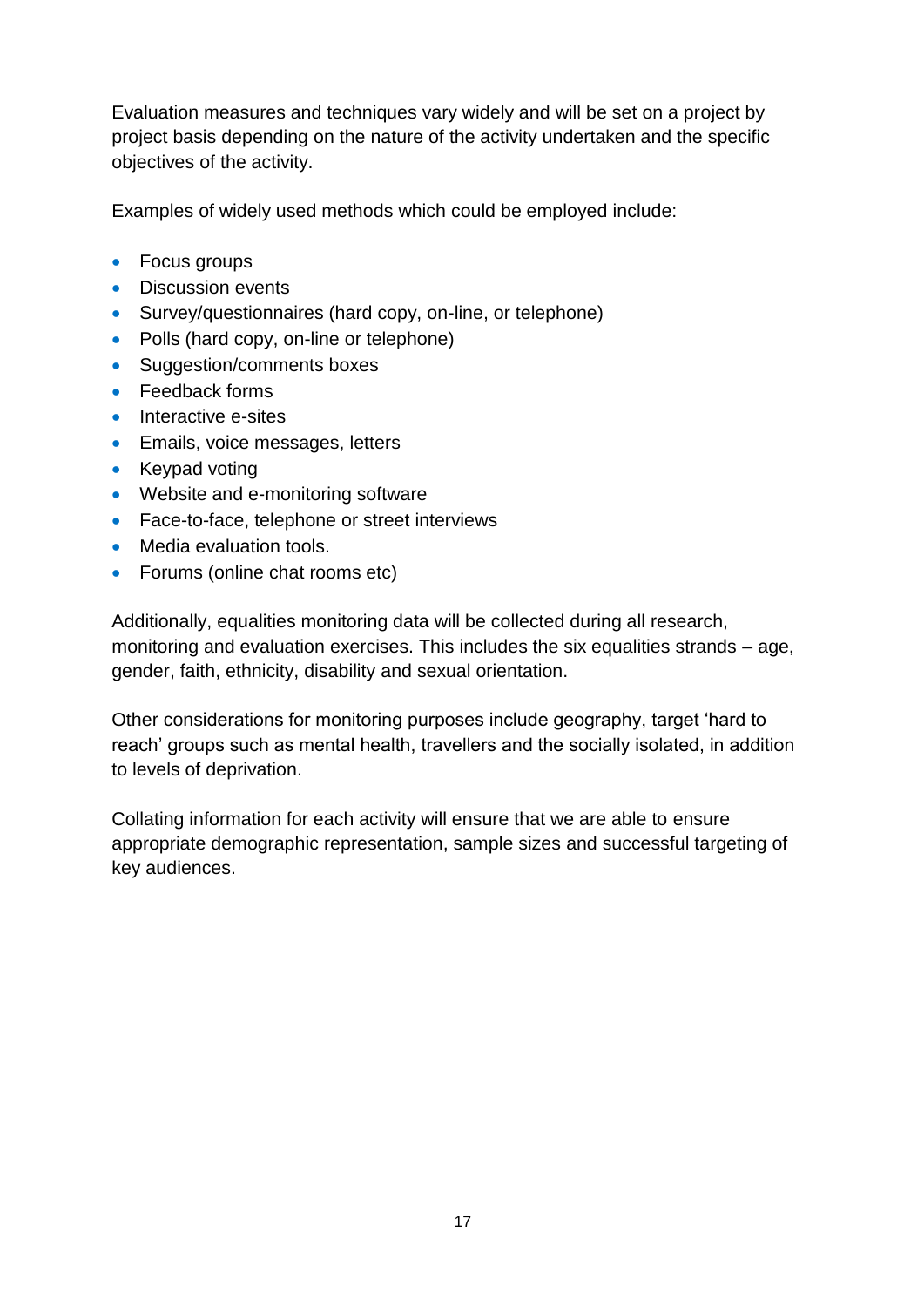Evaluation measures and techniques vary widely and will be set on a project by project basis depending on the nature of the activity undertaken and the specific objectives of the activity.

Examples of widely used methods which could be employed include:

- Focus groups
- Discussion events
- Survey/questionnaires (hard copy, on-line, or telephone)
- Polls (hard copy, on-line or telephone)
- Suggestion/comments boxes
- Feedback forms
- Interactive e-sites
- Emails, voice messages, letters
- Keypad voting
- Website and e-monitoring software
- Face-to-face, telephone or street interviews
- Media evaluation tools.
- Forums (online chat rooms etc)

Additionally, equalities monitoring data will be collected during all research, monitoring and evaluation exercises. This includes the six equalities strands – age, gender, faith, ethnicity, disability and sexual orientation.

Other considerations for monitoring purposes include geography, target 'hard to reach' groups such as mental health, travellers and the socially isolated, in addition to levels of deprivation.

Collating information for each activity will ensure that we are able to ensure appropriate demographic representation, sample sizes and successful targeting of key audiences.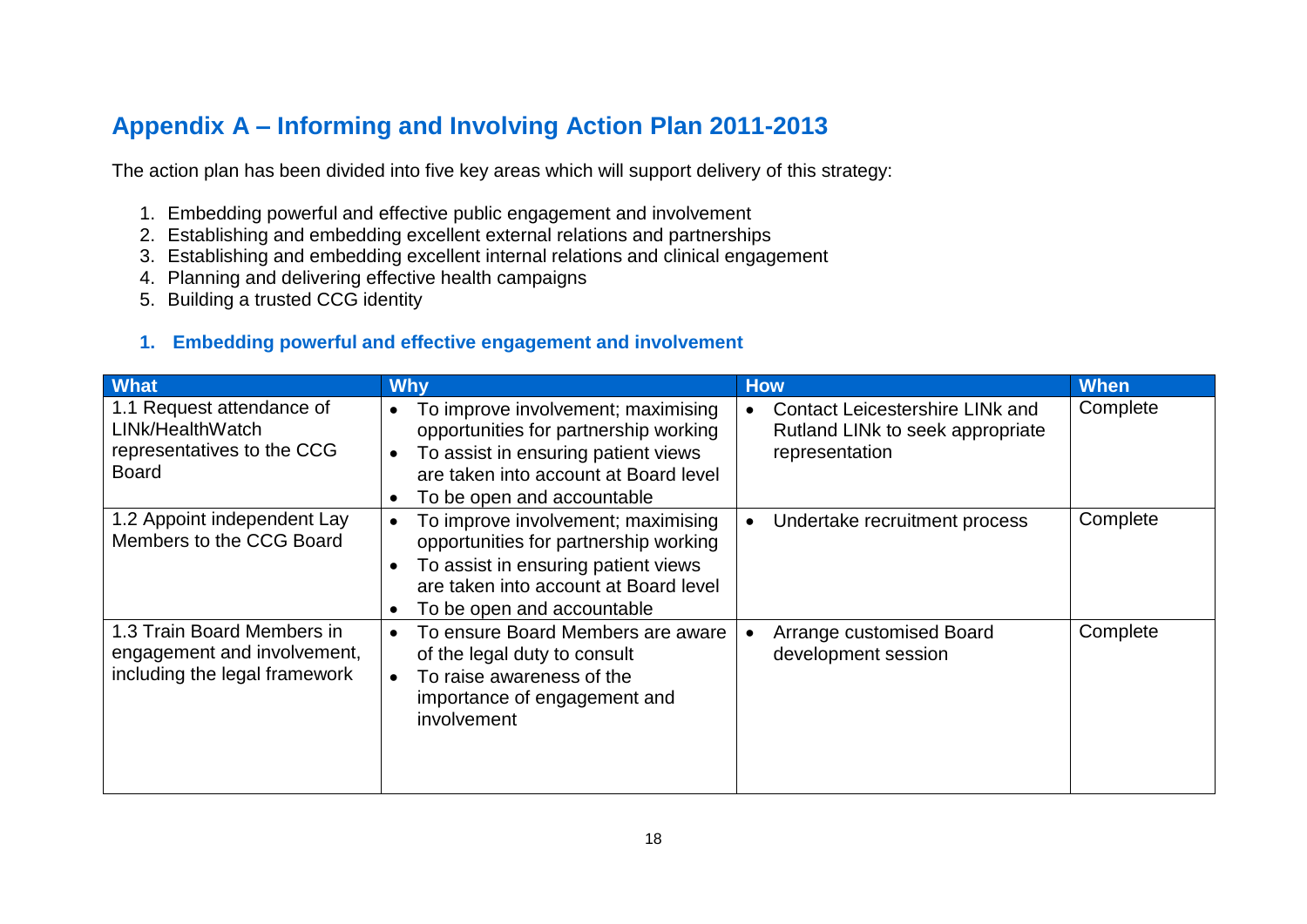# Appendix A – Informing and Involving Action Plan 2011-2013

The action plan has been divided into five key areas which will support delivery of this strategy:

1. Embedding powerful and effective public engagement and involvement
2. Establishing and embedding excellent external relations and partnerships
3. Establishing and embedding excellent internal relations and clinical engagement
4. Planning and delivering effective health campaigns
5. Building a trusted CCG identity

### 1. Embedding powerful and effective engagement and involvement

| What | Why | How | When |
|---|---|---|---|
| 1.1 Request attendance of LINk/HealthWatch representatives to the CCG Board | • To improve involvement; maximising opportunities for partnership working<br>• To assist in ensuring patient views are taken into account at Board level<br>• To be open and accountable | • Contact Leicestershire LINk and Rutland LINk to seek appropriate representation | Complete |
| 1.2 Appoint independent Lay Members to the CCG Board | • To improve involvement; maximising opportunities for partnership working<br>• To assist in ensuring patient views are taken into account at Board level<br>• To be open and accountable | • Undertake recruitment process | Complete |
| 1.3 Train Board Members in engagement and involvement, including the legal framework | • To ensure Board Members are aware of the legal duty to consult<br>• To raise awareness of the importance of engagement and involvement | • Arrange customised Board development session | Complete |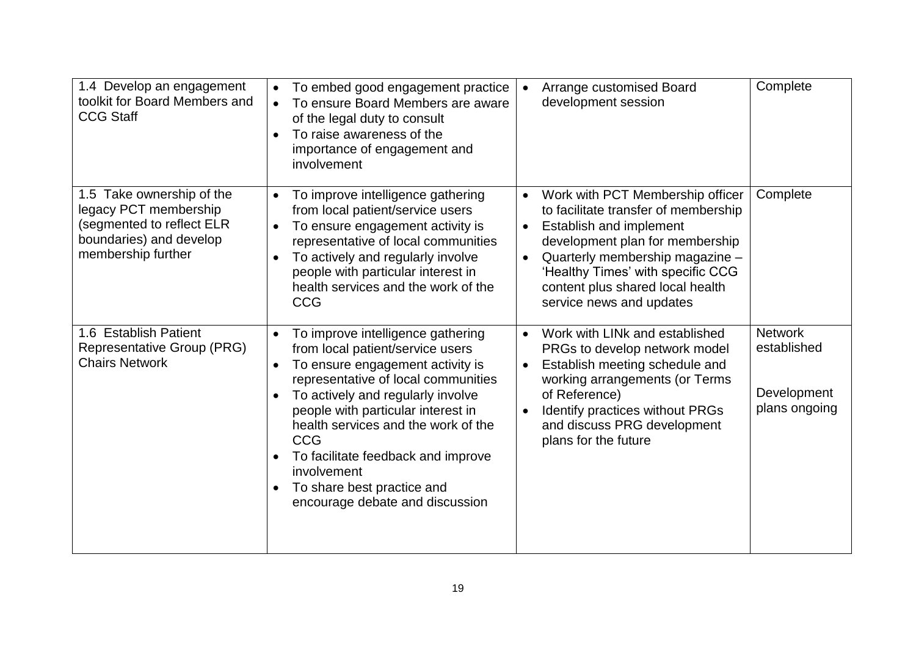| | | | |
|---|---|---|---|
| 1.4 Develop an engagement toolkit for Board Members and CCG Staff | • To embed good engagement practice<br>• To ensure Board Members are aware of the legal duty to consult<br>• To raise awareness of the importance of engagement and involvement | • Arrange customised Board development session | Complete |
| 1.5 Take ownership of the legacy PCT membership (segmented to reflect ELR boundaries) and develop membership further | • To improve intelligence gathering from local patient/service users<br>• To ensure engagement activity is representative of local communities<br>• To actively and regularly involve people with particular interest in health services and the work of the CCG | • Work with PCT Membership officer to facilitate transfer of membership<br>• Establish and implement development plan for membership<br>• Quarterly membership magazine – 'Healthy Times' with specific CCG content plus shared local health service news and updates | Complete |
| 1.6 Establish Patient Representative Group (PRG) Chairs Network | • To improve intelligence gathering from local patient/service users<br>• To ensure engagement activity is representative of local communities<br>• To actively and regularly involve people with particular interest in health services and the work of the CCG<br>• To facilitate feedback and improve involvement<br>• To share best practice and encourage debate and discussion | • Work with LINk and established PRGs to develop network model<br>• Establish meeting schedule and working arrangements (or Terms of Reference)<br>• Identify practices without PRGs and discuss PRG development plans for the future | Network established<br><br>Development plans ongoing |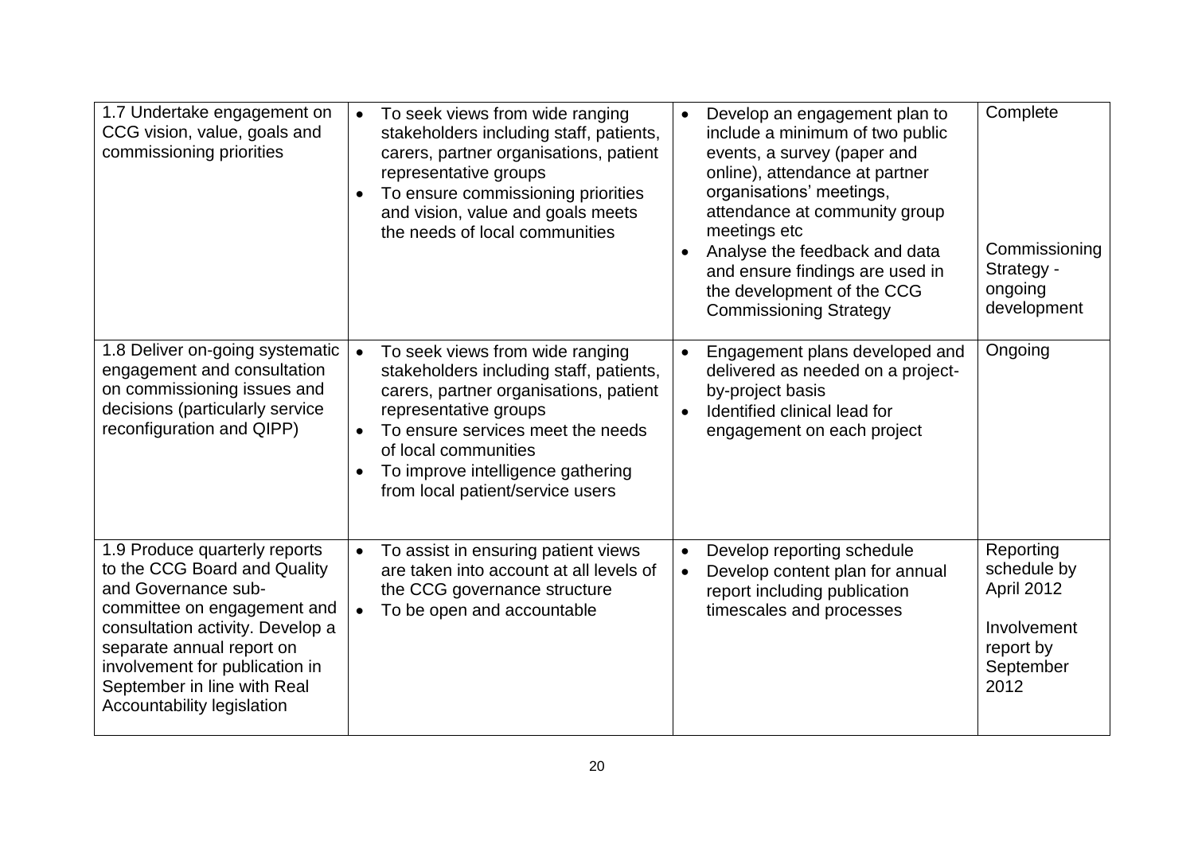| | | | |
|---|---|---|---|
| 1.7 Undertake engagement on CCG vision, value, goals and commissioning priorities | • To seek views from wide ranging stakeholders including staff, patients, carers, partner organisations, patient representative groups<br>• To ensure commissioning priorities and vision, value and goals meets the needs of local communities | • Develop an engagement plan to include a minimum of two public events, a survey (paper and online), attendance at partner organisations' meetings, attendance at community group meetings etc<br>• Analyse the feedback and data and ensure findings are used in the development of the CCG Commissioning Strategy | Complete<br><br>Commissioning Strategy - ongoing development |
| 1.8 Deliver on-going systematic engagement and consultation on commissioning issues and decisions (particularly service reconfiguration and QIPP) | • To seek views from wide ranging stakeholders including staff, patients, carers, partner organisations, patient representative groups<br>• To ensure services meet the needs of local communities<br>• To improve intelligence gathering from local patient/service users | • Engagement plans developed and delivered as needed on a project-by-project basis<br>• Identified clinical lead for engagement on each project | Ongoing |
| 1.9 Produce quarterly reports to the CCG Board and Quality and Governance sub-committee on engagement and consultation activity. Develop a separate annual report on involvement for publication in September in line with Real Accountability legislation | • To assist in ensuring patient views are taken into account at all levels of the CCG governance structure<br>• To be open and accountable | • Develop reporting schedule<br>• Develop content plan for annual report including publication timescales and processes | Reporting schedule by April 2012<br><br>Involvement report by September 2012 |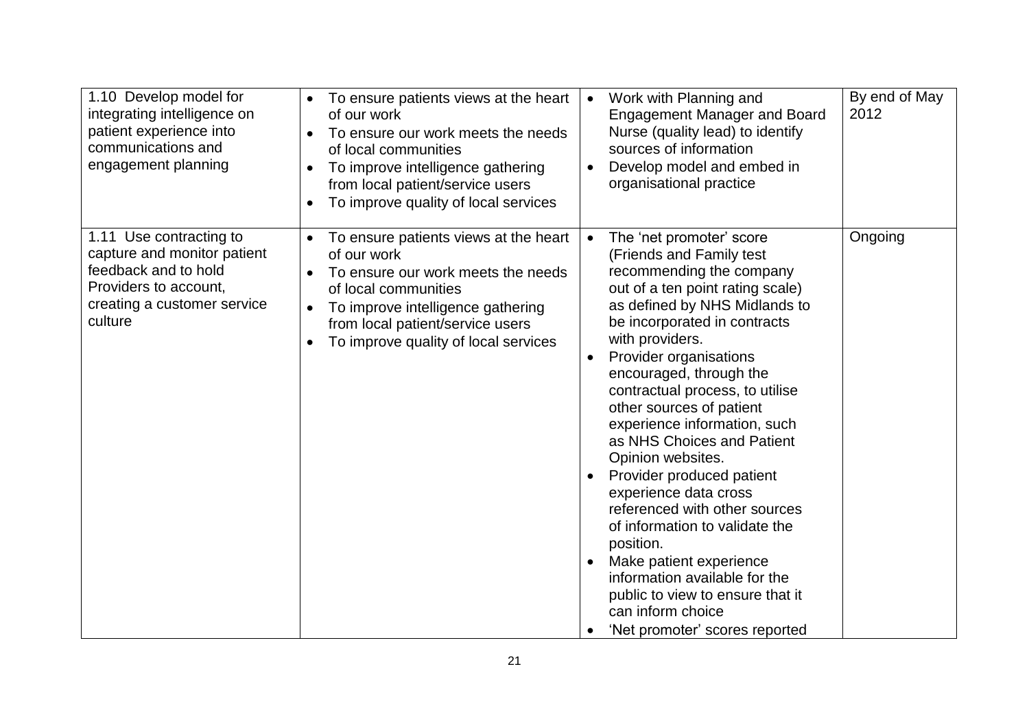| | | | |
|---|---|---|---|
| 1.10 Develop model for integrating intelligence on patient experience into communications and engagement planning | • To ensure patients views at the heart of our work<br>• To ensure our work meets the needs of local communities<br>• To improve intelligence gathering from local patient/service users<br>• To improve quality of local services | • Work with Planning and Engagement Manager and Board Nurse (quality lead) to identify sources of information<br>• Develop model and embed in organisational practice | By end of May 2012 |
| 1.11 Use contracting to capture and monitor patient feedback and to hold Providers to account, creating a customer service culture | • To ensure patients views at the heart of our work<br>• To ensure our work meets the needs of local communities<br>• To improve intelligence gathering from local patient/service users<br>• To improve quality of local services | • The 'net promoter' score (Friends and Family test recommending the company out of a ten point rating scale) as defined by NHS Midlands to be incorporated in contracts with providers.<br>• Provider organisations encouraged, through the contractual process, to utilise other sources of patient experience information, such as NHS Choices and Patient Opinion websites.<br>• Provider produced patient experience data cross referenced with other sources of information to validate the position.<br>• Make patient experience information available for the public to view to ensure that it can inform choice<br>• 'Net promoter' scores reported | Ongoing |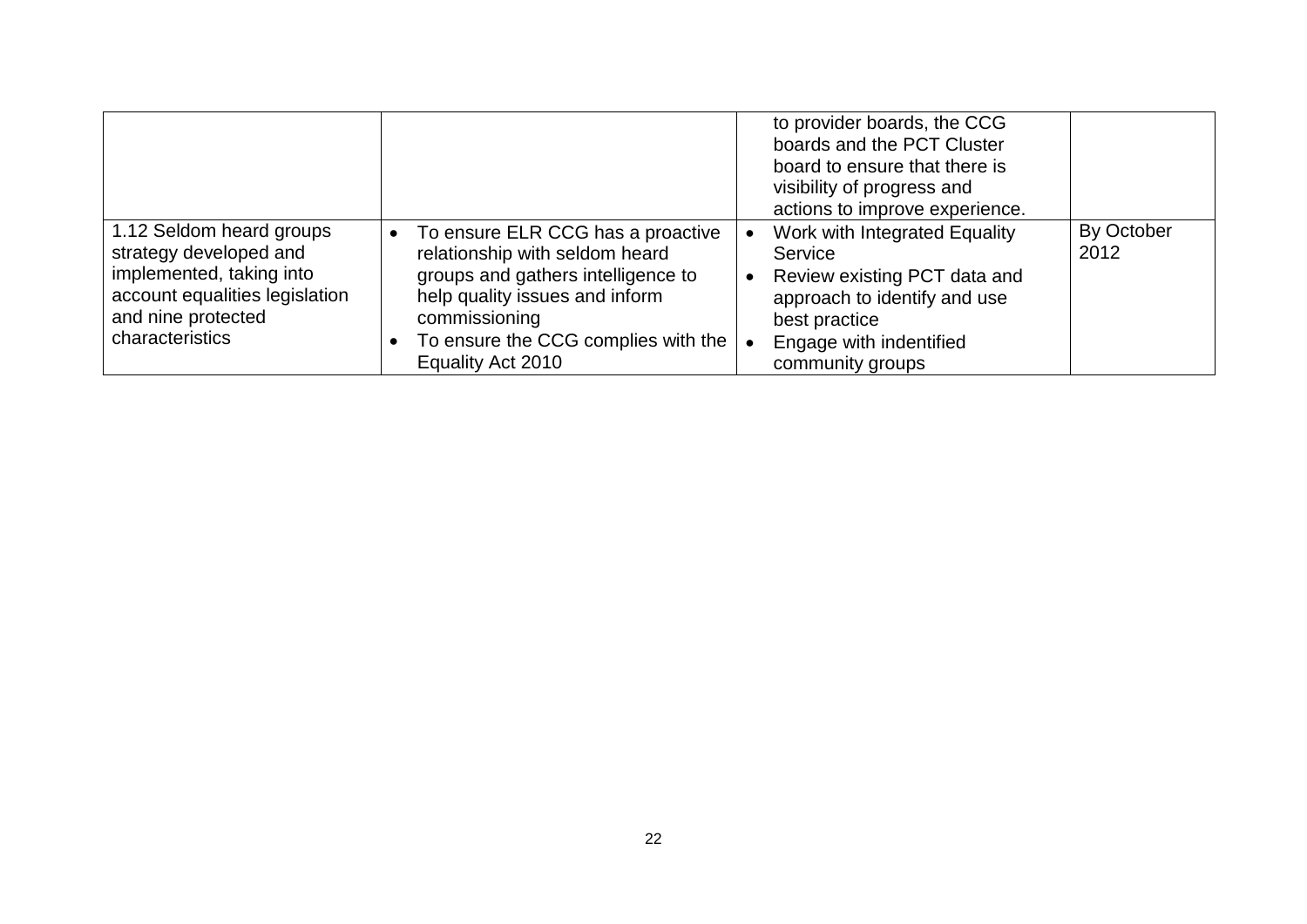| | | | |
|---|---|---|---|
| | | to provider boards, the CCG boards and the PCT Cluster board to ensure that there is visibility of progress and actions to improve experience. | |
| 1.12 Seldom heard groups strategy developed and implemented, taking into account equalities legislation and nine protected characteristics | • To ensure ELR CCG has a proactive relationship with seldom heard groups and gathers intelligence to help quality issues and inform commissioning<br>• To ensure the CCG complies with the Equality Act 2010 | • Work with Integrated Equality Service<br>• Review existing PCT data and approach to identify and use best practice<br>• Engage with indentified community groups | By October 2012 |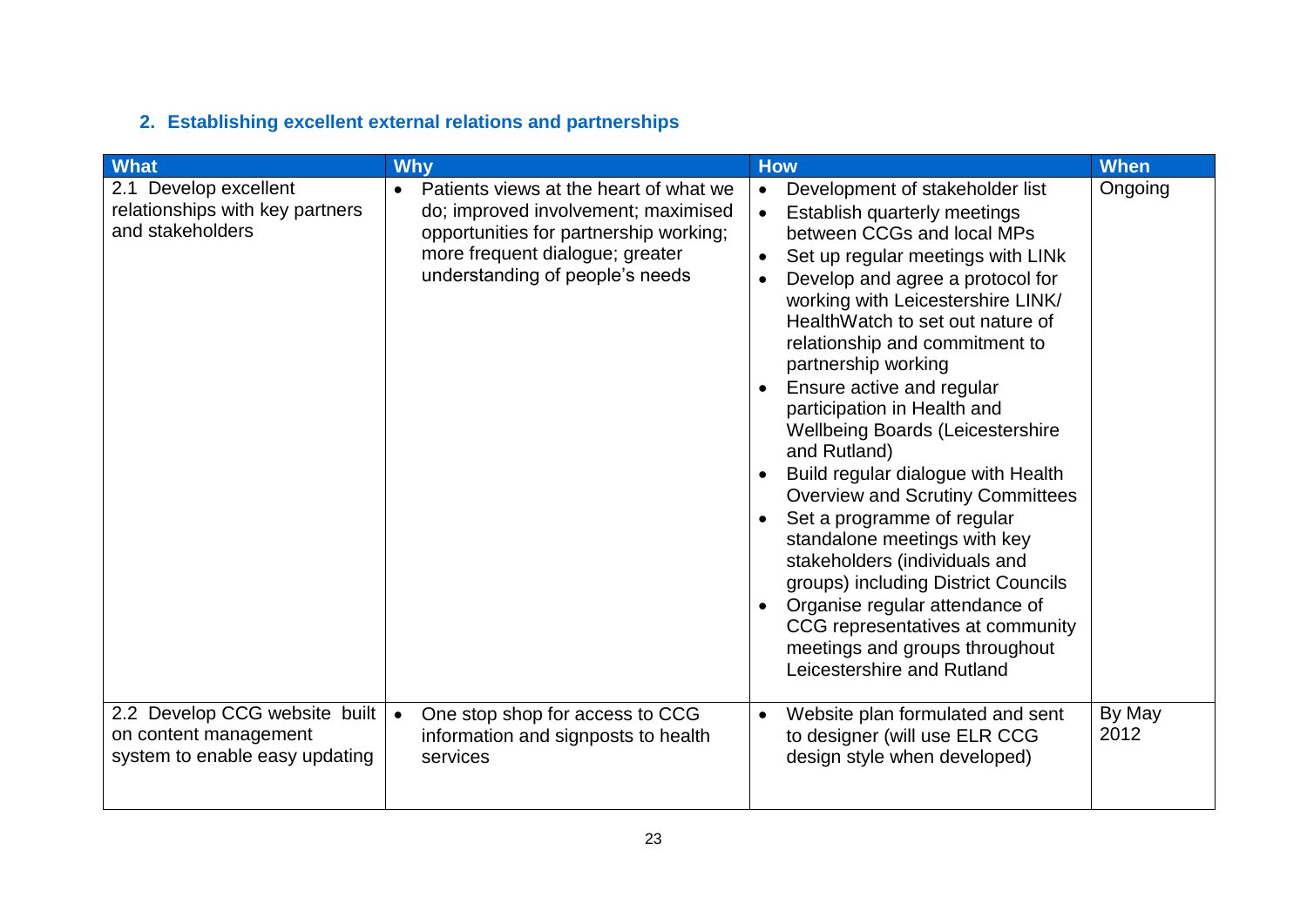## 2. Establishing excellent external relations and partnerships

| What | Why | How | When |
|---|---|---|---|
| 2.1 Develop excellent relationships with key partners and stakeholders | • Patients views at the heart of what we do; improved involvement; maximised opportunities for partnership working; more frequent dialogue; greater understanding of people's needs | • Development of stakeholder list<br>• Establish quarterly meetings between CCGs and local MPs<br>• Set up regular meetings with LINk<br>• Develop and agree a protocol for working with Leicestershire LINK/ HealthWatch to set out nature of relationship and commitment to partnership working<br>• Ensure active and regular participation in Health and Wellbeing Boards (Leicestershire and Rutland)<br>• Build regular dialogue with Health Overview and Scrutiny Committees<br>• Set a programme of regular standalone meetings with key stakeholders (individuals and groups) including District Councils<br>• Organise regular attendance of CCG representatives at community meetings and groups throughout Leicestershire and Rutland | Ongoing |
| 2.2 Develop CCG website built on content management system to enable easy updating | • One stop shop for access to CCG information and signposts to health services | • Website plan formulated and sent to designer (will use ELR CCG design style when developed) | By May 2012 |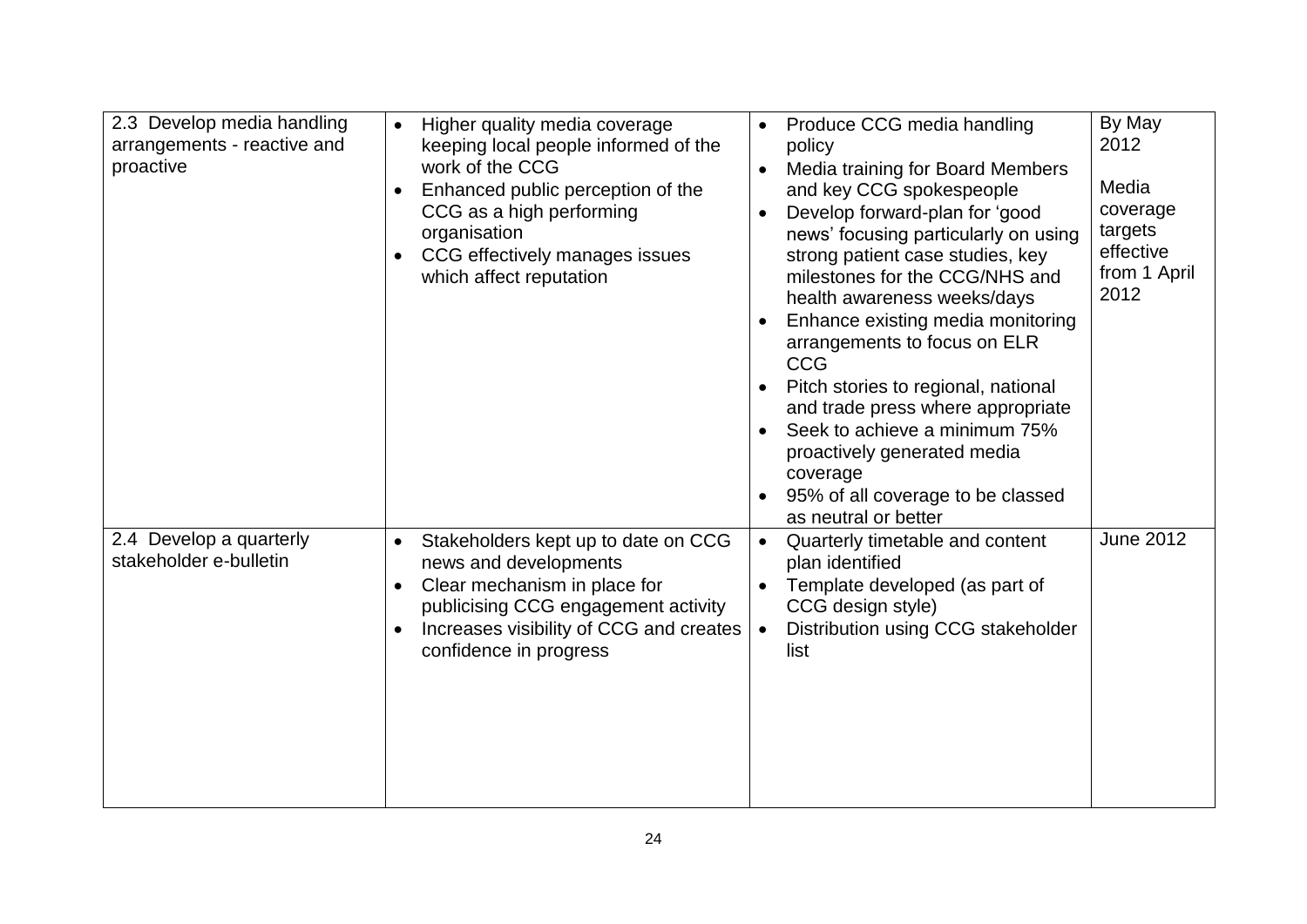| | | | |
|---|---|---|---|
| 2.3 Develop media handling arrangements - reactive and proactive | • Higher quality media coverage keeping local people informed of the work of the CCG<br>• Enhanced public perception of the CCG as a high performing organisation<br>• CCG effectively manages issues which affect reputation | • Produce CCG media handling policy<br>• Media training for Board Members and key CCG spokespeople<br>• Develop forward-plan for 'good news' focusing particularly on using strong patient case studies, key milestones for the CCG/NHS and health awareness weeks/days<br>• Enhance existing media monitoring arrangements to focus on ELR CCG<br>• Pitch stories to regional, national and trade press where appropriate<br>• Seek to achieve a minimum 75% proactively generated media coverage<br>• 95% of all coverage to be classed as neutral or better | By May 2012<br><br>Media coverage targets effective from 1 April 2012 |
| 2.4 Develop a quarterly stakeholder e-bulletin | • Stakeholders kept up to date on CCG news and developments<br>• Clear mechanism in place for publicising CCG engagement activity<br>• Increases visibility of CCG and creates confidence in progress | • Quarterly timetable and content plan identified<br>• Template developed (as part of CCG design style)<br>• Distribution using CCG stakeholder list | June 2012 |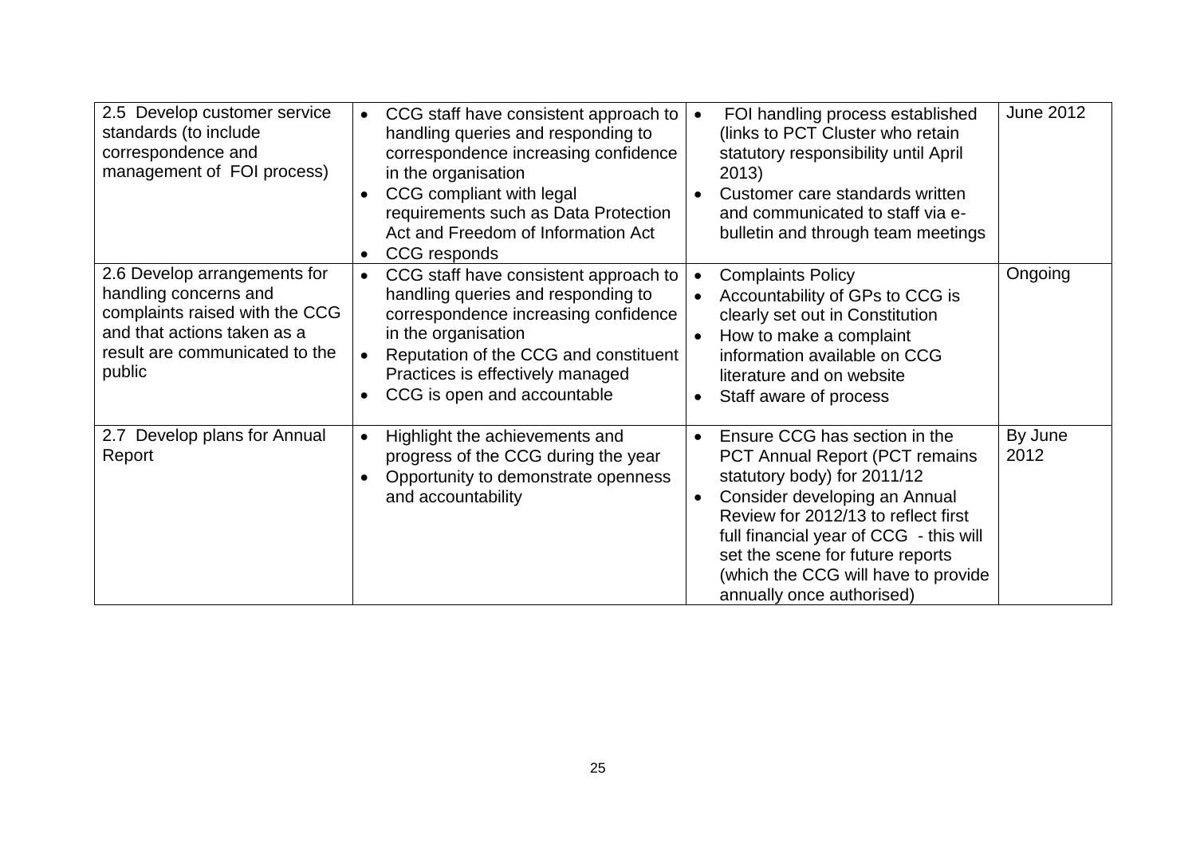| | | | |
|---|---|---|---|
| 2.5 Develop customer service standards (to include correspondence and management of FOI process) | • CCG staff have consistent approach to handling queries and responding to correspondence increasing confidence in the organisation<br>• CCG compliant with legal requirements such as Data Protection Act and Freedom of Information Act<br>• CCG responds | • FOI handling process established (links to PCT Cluster who retain statutory responsibility until April 2013)<br>• Customer care standards written and communicated to staff via e-bulletin and through team meetings | June 2012 |
| 2.6 Develop arrangements for handling concerns and complaints raised with the CCG and that actions taken as a result are communicated to the public | • CCG staff have consistent approach to handling queries and responding to correspondence increasing confidence in the organisation<br>• Reputation of the CCG and constituent Practices is effectively managed<br>• CCG is open and accountable | • Complaints Policy<br>• Accountability of GPs to CCG is clearly set out in Constitution<br>• How to make a complaint information available on CCG literature and on website<br>• Staff aware of process | Ongoing |
| 2.7 Develop plans for Annual Report | • Highlight the achievements and progress of the CCG during the year<br>• Opportunity to demonstrate openness and accountability | • Ensure CCG has section in the PCT Annual Report (PCT remains statutory body) for 2011/12<br>• Consider developing an Annual Review for 2012/13 to reflect first full financial year of CCG - this will set the scene for future reports (which the CCG will have to provide annually once authorised) | By June 2012 |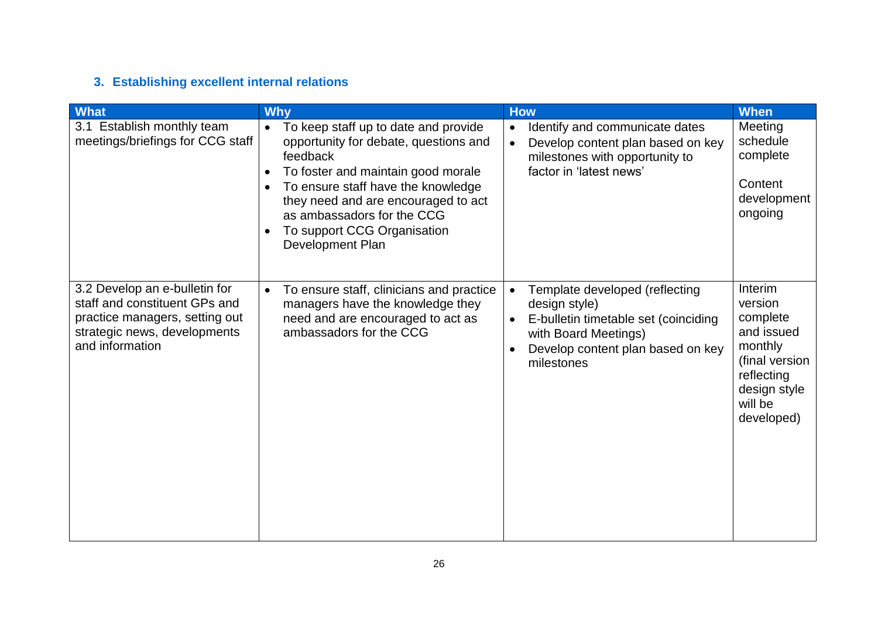### 3. Establishing excellent internal relations

| What | Why | How | When |
|---|---|---|---|
| 3.1 Establish monthly team meetings/briefings for CCG staff | • To keep staff up to date and provide opportunity for debate, questions and feedback<br>• To foster and maintain good morale<br>• To ensure staff have the knowledge they need and are encouraged to act as ambassadors for the CCG<br>• To support CCG Organisation Development Plan | • Identify and communicate dates<br>• Develop content plan based on key milestones with opportunity to factor in 'latest news' | Meeting schedule complete<br><br>Content development ongoing |
| 3.2 Develop an e-bulletin for staff and constituent GPs and practice managers, setting out strategic news, developments and information | • To ensure staff, clinicians and practice managers have the knowledge they need and are encouraged to act as ambassadors for the CCG | • Template developed (reflecting design style)<br>• E-bulletin timetable set (coinciding with Board Meetings)<br>• Develop content plan based on key milestones | Interim version complete and issued monthly (final version reflecting design style will be developed) |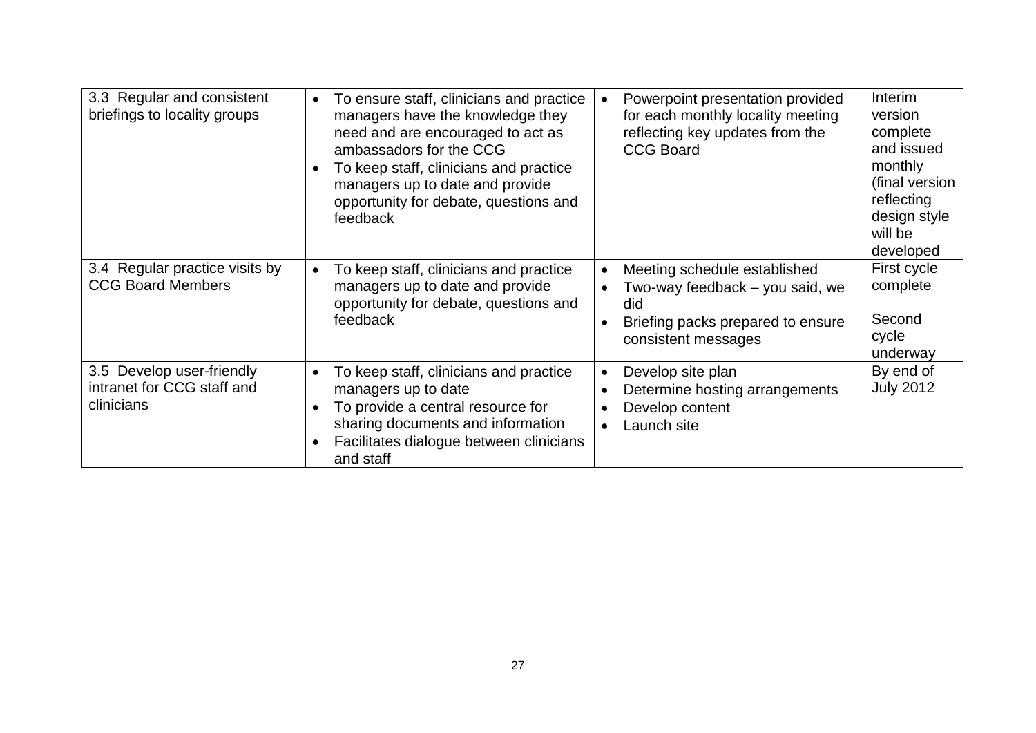| 3.3 Regular and consistent briefings to locality groups | • To ensure staff, clinicians and practice managers have the knowledge they need and are encouraged to act as ambassadors for the CCG<br>• To keep staff, clinicians and practice managers up to date and provide opportunity for debate, questions and feedback | • Powerpoint presentation provided for each monthly locality meeting reflecting key updates from the CCG Board | Interim version complete and issued monthly (final version reflecting design style will be developed |
|---|---|---|---|
| 3.4 Regular practice visits by CCG Board Members | • To keep staff, clinicians and practice managers up to date and provide opportunity for debate, questions and feedback | • Meeting schedule established<br>• Two-way feedback – you said, we did<br>• Briefing packs prepared to ensure consistent messages | First cycle complete<br><br>Second cycle underway |
| 3.5 Develop user-friendly intranet for CCG staff and clinicians | • To keep staff, clinicians and practice managers up to date<br>• To provide a central resource for sharing documents and information<br>• Facilitates dialogue between clinicians and staff | • Develop site plan<br>• Determine hosting arrangements<br>• Develop content<br>• Launch site | By end of July 2012 |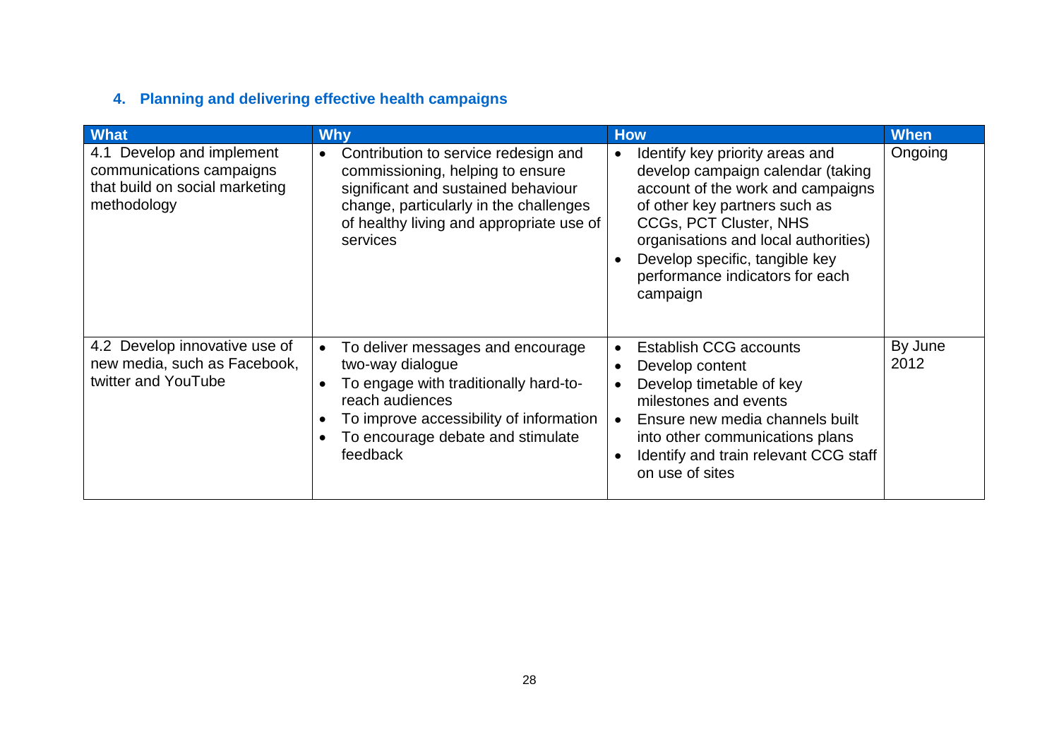## 4. Planning and delivering effective health campaigns

| What | Why | How | When |
|---|---|---|---|
| 4.1 Develop and implement communications campaigns that build on social marketing methodology | • Contribution to service redesign and commissioning, helping to ensure significant and sustained behaviour change, particularly in the challenges of healthy living and appropriate use of services | • Identify key priority areas and develop campaign calendar (taking account of the work and campaigns of other key partners such as CCGs, PCT Cluster, NHS organisations and local authorities)<br>• Develop specific, tangible key performance indicators for each campaign | Ongoing |
| 4.2 Develop innovative use of new media, such as Facebook, twitter and YouTube | • To deliver messages and encourage two-way dialogue<br>• To engage with traditionally hard-to-reach audiences<br>• To improve accessibility of information<br>• To encourage debate and stimulate feedback | • Establish CCG accounts<br>• Develop content<br>• Develop timetable of key milestones and events<br>• Ensure new media channels built into other communications plans<br>• Identify and train relevant CCG staff on use of sites | By June 2012 |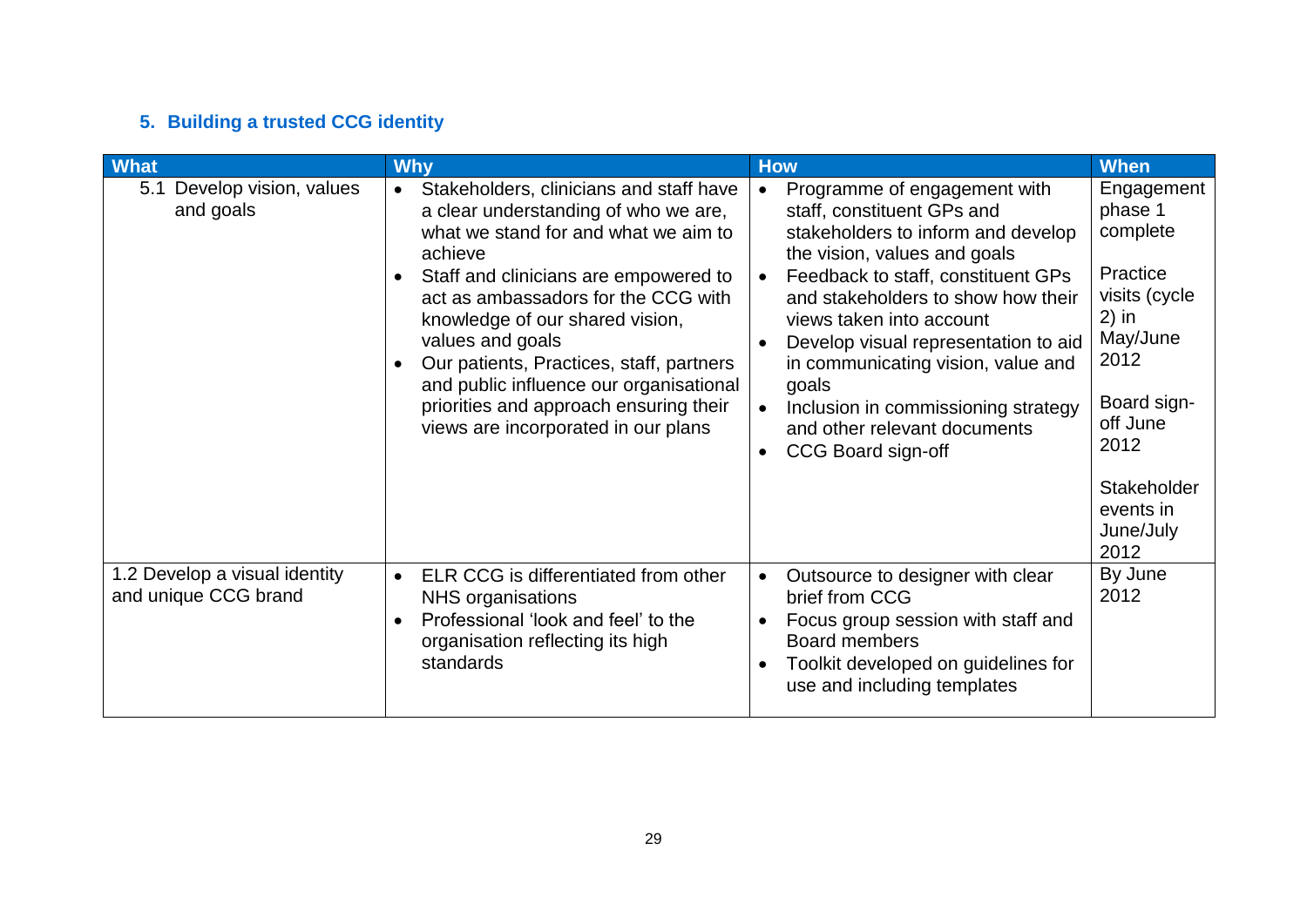## 5. Building a trusted CCG identity

| What | Why | How | When |
|---|---|---|---|
| 5.1 Develop vision, values and goals | • Stakeholders, clinicians and staff have a clear understanding of who we are, what we stand for and what we aim to achieve<br>• Staff and clinicians are empowered to act as ambassadors for the CCG with knowledge of our shared vision, values and goals<br>• Our patients, Practices, staff, partners and public influence our organisational priorities and approach ensuring their views are incorporated in our plans | • Programme of engagement with staff, constituent GPs and stakeholders to inform and develop the vision, values and goals<br>• Feedback to staff, constituent GPs and stakeholders to show how their views taken into account<br>• Develop visual representation to aid in communicating vision, value and goals<br>• Inclusion in commissioning strategy and other relevant documents<br>• CCG Board sign-off | Engagement phase 1 complete<br><br>Practice visits (cycle 2) in May/June 2012<br><br>Board sign-off June 2012<br><br>Stakeholder events in June/July 2012 |
| 1.2 Develop a visual identity and unique CCG brand | • ELR CCG is differentiated from other NHS organisations<br>• Professional 'look and feel' to the organisation reflecting its high standards | • Outsource to designer with clear brief from CCG<br>• Focus group session with staff and Board members<br>• Toolkit developed on guidelines for use and including templates | By June 2012 |